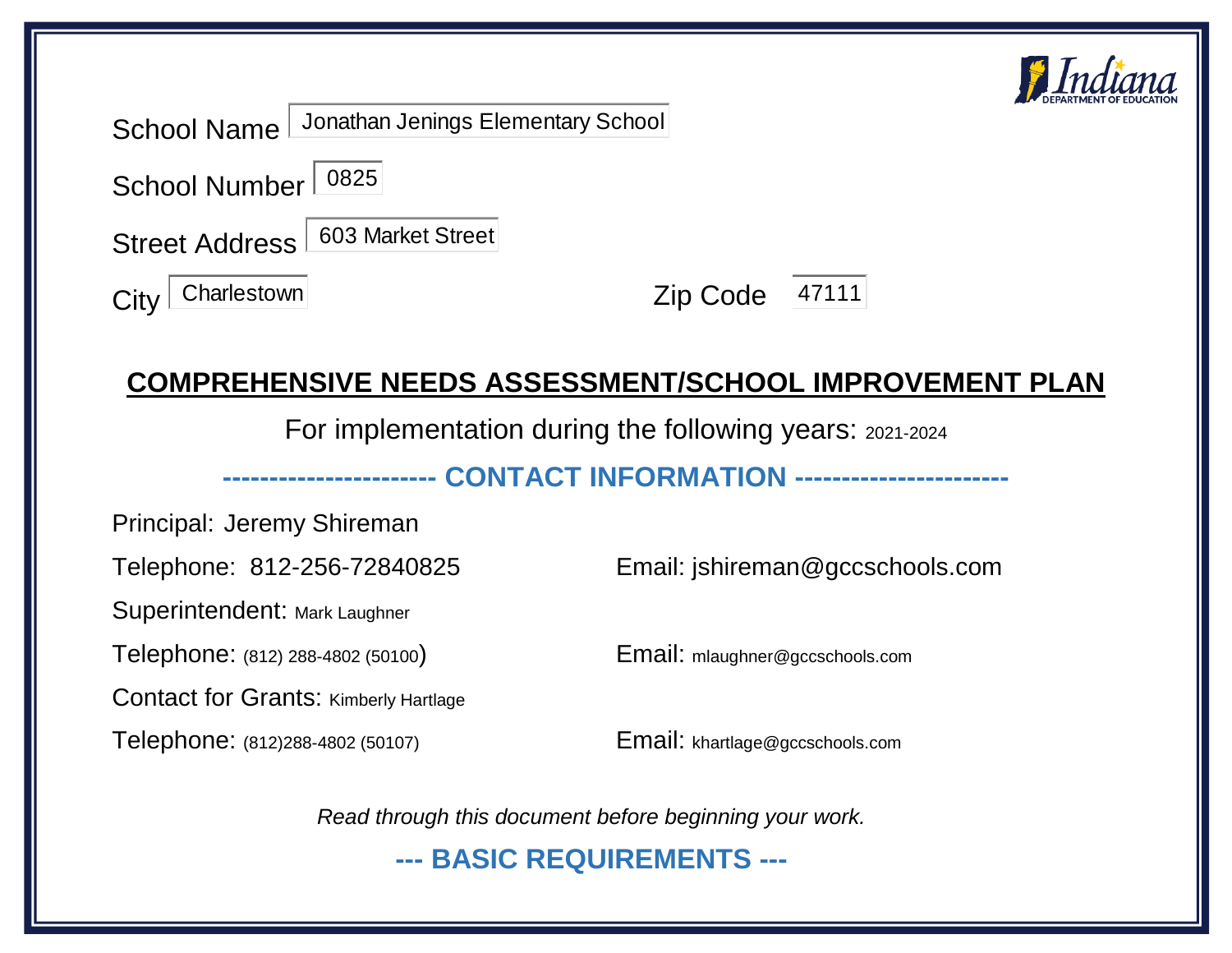School Name: Jonathan Jenings Elementary School

School Number: 0825

Street Address: 603 Market Street

City: Charlestown

Zip Code: 47111

# COMPREHENSIVE NEEDS ASSESSMENT/SCHOOL IMPROVEMENT PLAN

For implementation during the following years: 2021-2024

## ---------------------- CONTACT INFORMATION ----------------------

Principal: Jeremy Shireman

Telephone: 812-256-72840825

Email: jshireman@gccschools.com

Superintendent: Mark Laughner

Telephone: (812) 288-4802 (50100)

Email: mlaughner@gccschools.com

Contact for Grants: Kimberly Hartlage

Telephone: (812)288-4802 (50107)

Email: khartlage@gccschools.com

*Read through this document before beginning your work.*

## --- BASIC REQUIREMENTS ---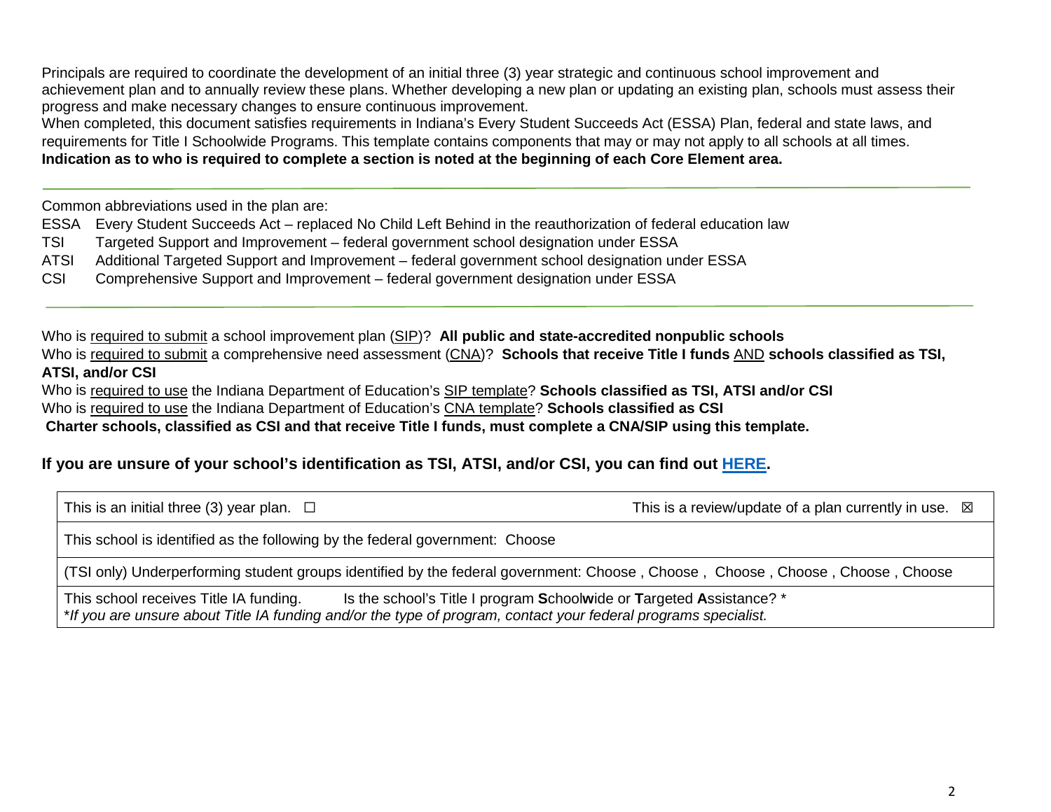Principals are required to coordinate the development of an initial three (3) year strategic and continuous school improvement and achievement plan and to annually review these plans. Whether developing a new plan or updating an existing plan, schools must assess their progress and make necessary changes to ensure continuous improvement.
When completed, this document satisfies requirements in Indiana's Every Student Succeeds Act (ESSA) Plan, federal and state laws, and requirements for Title I Schoolwide Programs. This template contains components that may or may not apply to all schools at all times.
**Indication as to who is required to complete a section is noted at the beginning of each Core Element area.**

---

Common abbreviations used in the plan are:

ESSA Every Student Succeeds Act – replaced No Child Left Behind in the reauthorization of federal education law
TSI Targeted Support and Improvement – federal government school designation under ESSA
ATSI Additional Targeted Support and Improvement – federal government school designation under ESSA
CSI Comprehensive Support and Improvement – federal government designation under ESSA

---

Who is required to submit a school improvement plan (SIP)? **All public and state-accredited nonpublic schools**
Who is required to submit a comprehensive need assessment (CNA)? **Schools that receive Title I funds** AND **schools classified as TSI, ATSI, and/or CSI**
Who is required to use the Indiana Department of Education's SIP template? **Schools classified as TSI, ATSI and/or CSI**
Who is required to use the Indiana Department of Education's CNA template? **Schools classified as CSI**
**Charter schools, classified as CSI and that receive Title I funds, must complete a CNA/SIP using this template.**

**If you are unsure of your school's identification as TSI, ATSI, and/or CSI, you can find out HERE.**

| This is an initial three (3) year plan. ☐ | This is a review/update of a plan currently in use. ☒ |
|---|---|
| This school is identified as the following by the federal government: Choose | |
| (TSI only) Underperforming student groups identified by the federal government: Choose , Choose , Choose , Choose , Choose , Choose | |
| This school receives Title IA funding. Is the school's Title I program **S**chool**w**ide or **T**argeted **A**ssistance? * <br> *\*If you are unsure about Title IA funding and/or the type of program, contact your federal programs specialist.* | |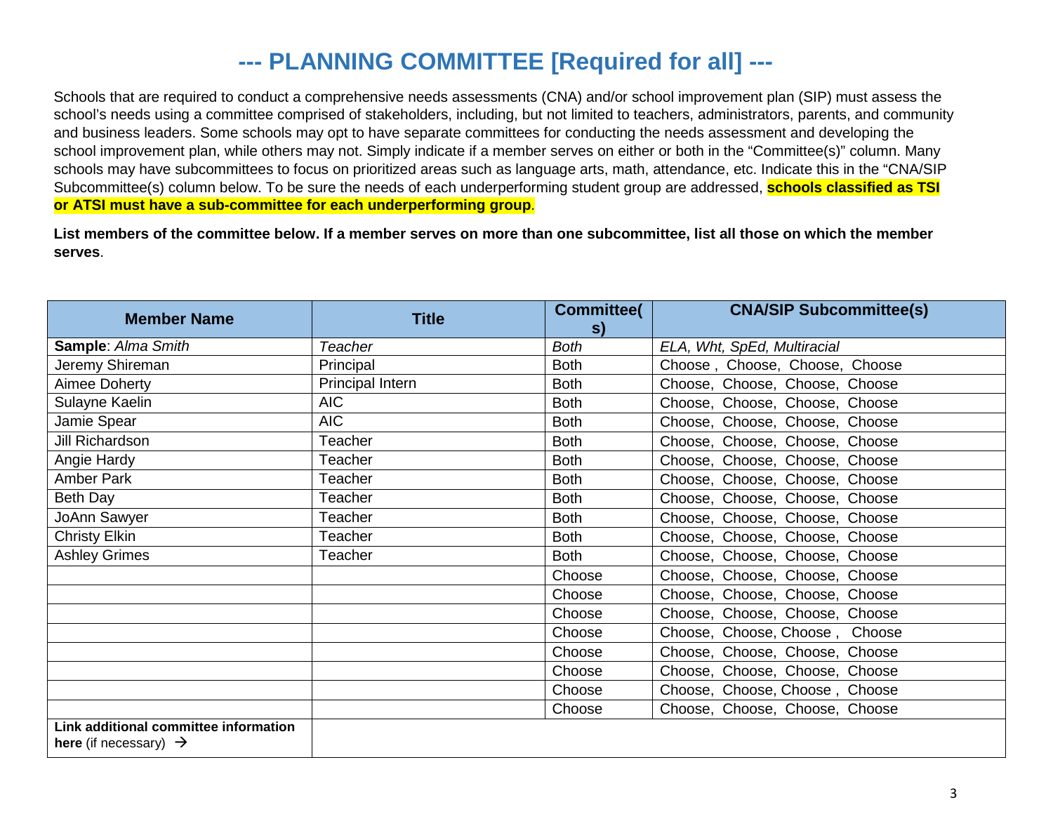# --- PLANNING COMMITTEE [Required for all] ---

Schools that are required to conduct a comprehensive needs assessments (CNA) and/or school improvement plan (SIP) must assess the school's needs using a committee comprised of stakeholders, including, but not limited to teachers, administrators, parents, and community and business leaders. Some schools may opt to have separate committees for conducting the needs assessment and developing the school improvement plan, while others may not. Simply indicate if a member serves on either or both in the "Committee(s)" column. Many schools may have subcommittees to focus on prioritized areas such as language arts, math, attendance, etc. Indicate this in the "CNA/SIP Subcommittee(s) column below. To be sure the needs of each underperforming student group are addressed, **schools classified as TSI or ATSI must have a sub-committee for each underperforming group**.

**List members of the committee below. If a member serves on more than one subcommittee, list all those on which the member serves**.

| Member Name | Title | Committee(s) | CNA/SIP Subcommittee(s) |
|---|---|---|---|
| **Sample**: *Alma Smith* | *Teacher* | *Both* | *ELA, Wht, SpEd, Multiracial* |
| Jeremy Shireman | Principal | Both | Choose , Choose, Choose, Choose |
| Aimee Doherty | Principal Intern | Both | Choose, Choose, Choose, Choose |
| Sulayne Kaelin | AIC | Both | Choose, Choose, Choose, Choose |
| Jamie Spear | AIC | Both | Choose, Choose, Choose, Choose |
| Jill Richardson | Teacher | Both | Choose, Choose, Choose, Choose |
| Angie Hardy | Teacher | Both | Choose, Choose, Choose, Choose |
| Amber Park | Teacher | Both | Choose, Choose, Choose, Choose |
| Beth Day | Teacher | Both | Choose, Choose, Choose, Choose |
| JoAnn Sawyer | Teacher | Both | Choose, Choose, Choose, Choose |
| Christy Elkin | Teacher | Both | Choose, Choose, Choose, Choose |
| Ashley Grimes | Teacher | Both | Choose, Choose, Choose, Choose |
| | | Choose | Choose, Choose, Choose, Choose |
| | | Choose | Choose, Choose, Choose, Choose |
| | | Choose | Choose, Choose, Choose, Choose |
| | | Choose | Choose, Choose, Choose , Choose |
| | | Choose | Choose, Choose, Choose, Choose |
| | | Choose | Choose, Choose, Choose, Choose |
| | | Choose | Choose, Choose, Choose , Choose |
| | | Choose | Choose, Choose, Choose, Choose |
| **Link additional committee information here** (if necessary) → | | | |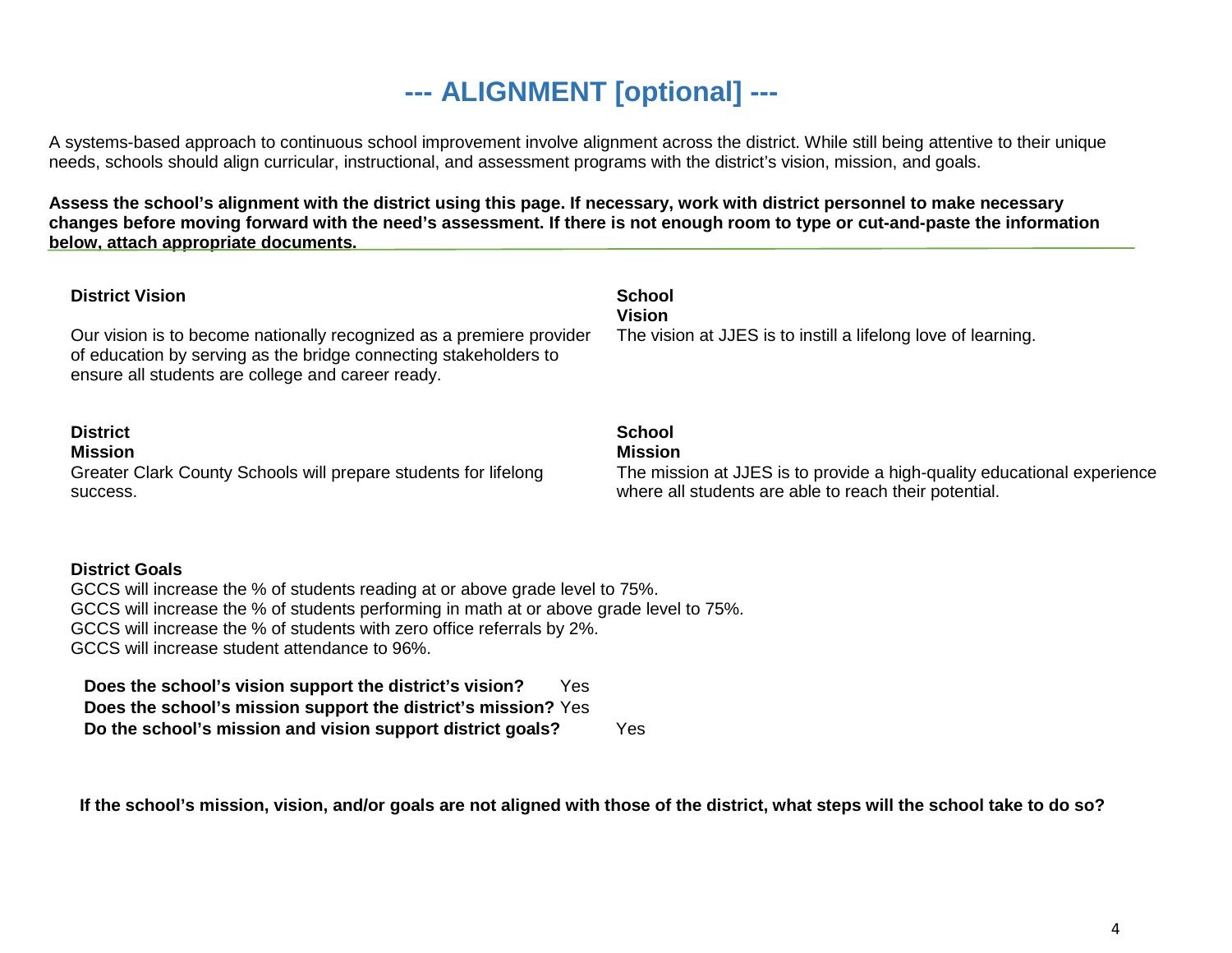# --- ALIGNMENT [optional] ---

A systems-based approach to continuous school improvement involve alignment across the district. While still being attentive to their unique needs, schools should align curricular, instructional, and assessment programs with the district's vision, mission, and goals.

**Assess the school's alignment with the district using this page. If necessary, work with district personnel to make necessary changes before moving forward with the need's assessment. If there is not enough room to type or cut-and-paste the information below, attach appropriate documents.**

**District Vision**

Our vision is to become nationally recognized as a premiere provider of education by serving as the bridge connecting stakeholders to ensure all students are college and career ready.

**School Vision**

The vision at JJES is to instill a lifelong love of learning.

**District Mission**

Greater Clark County Schools will prepare students for lifelong success.

**School Mission**

The mission at JJES is to provide a high-quality educational experience where all students are able to reach their potential.

**District Goals**

GCCS will increase the % of students reading at or above grade level to 75%.
GCCS will increase the % of students performing in math at or above grade level to 75%.
GCCS will increase the % of students with zero office referrals by 2%.
GCCS will increase student attendance to 96%.

**Does the school's vision support the district's vision?** Yes
**Does the school's mission support the district's mission?** Yes
**Do the school's mission and vision support district goals?** Yes

**If the school's mission, vision, and/or goals are not aligned with those of the district, what steps will the school take to do so?**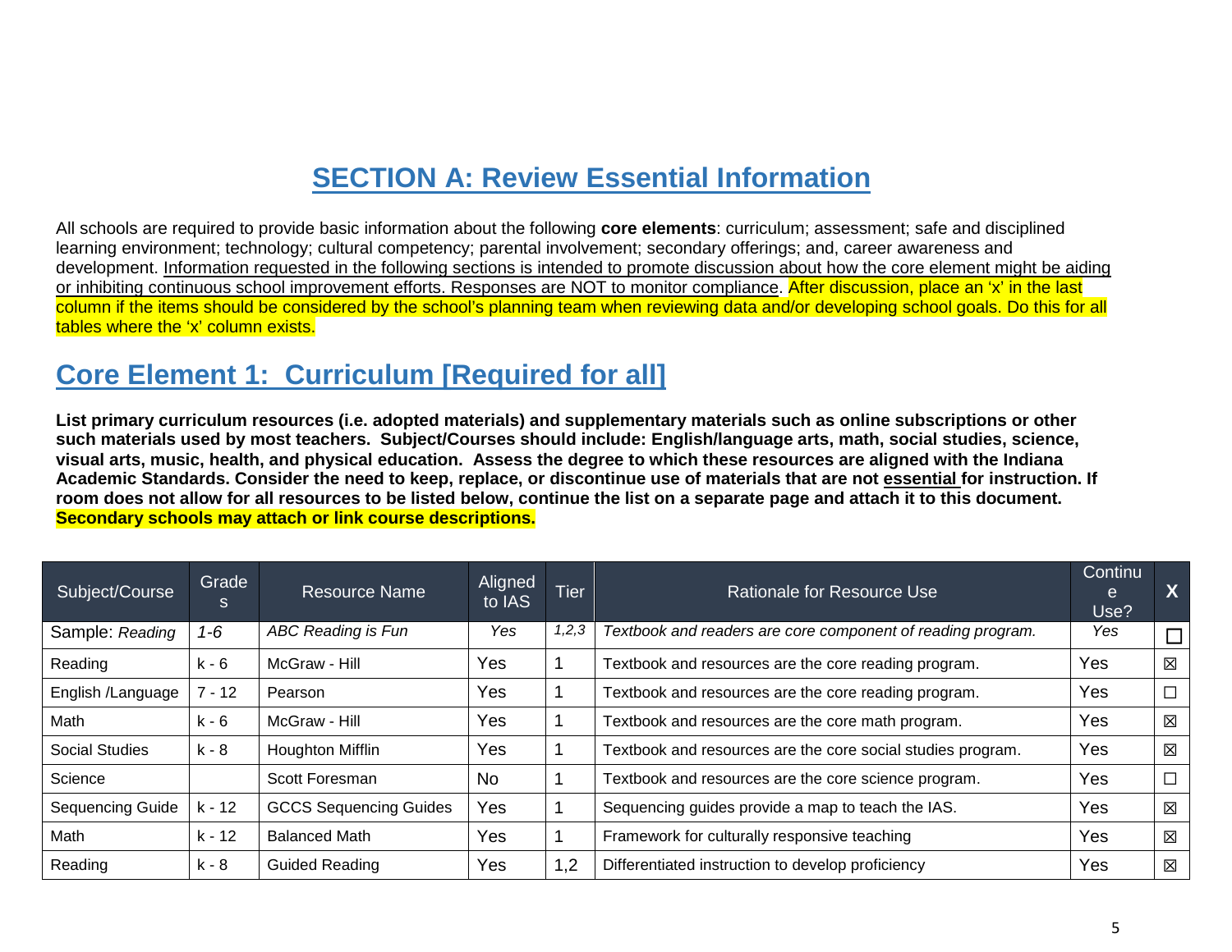# SECTION A: Review Essential Information

All schools are required to provide basic information about the following **core elements**: curriculum; assessment; safe and disciplined learning environment; technology; cultural competency; parental involvement; secondary offerings; and, career awareness and development. Information requested in the following sections is intended to promote discussion about how the core element might be aiding or inhibiting continuous school improvement efforts. Responses are NOT to monitor compliance. After discussion, place an 'x' in the last column if the items should be considered by the school's planning team when reviewing data and/or developing school goals. Do this for all tables where the 'x' column exists.

## Core Element 1: Curriculum [Required for all]

**List primary curriculum resources (i.e. adopted materials) and supplementary materials such as online subscriptions or other such materials used by most teachers. Subject/Courses should include: English/language arts, math, social studies, science, visual arts, music, health, and physical education. Assess the degree to which these resources are aligned with the Indiana Academic Standards. Consider the need to keep, replace, or discontinue use of materials that are not essential for instruction. If room does not allow for all resources to be listed below, continue the list on a separate page and attach it to this document. Secondary schools may attach or link course descriptions.**

| Subject/Course | Grades | Resource Name | Aligned to IAS | Tier | Rationale for Resource Use | Continue Use? | X |
|---|---|---|---|---|---|---|---|
| Sample: *Reading* | *1-6* | *ABC Reading is Fun* | *Yes* | *1,2,3* | *Textbook and readers are core component of reading program.* | *Yes* | ☐ |
| Reading | k - 6 | McGraw - Hill | Yes | 1 | Textbook and resources are the core reading program. | Yes | ☒ |
| English /Language | 7 - 12 | Pearson | Yes | 1 | Textbook and resources are the core reading program. | Yes | ☐ |
| Math | k - 6 | McGraw - Hill | Yes | 1 | Textbook and resources are the core math program. | Yes | ☒ |
| Social Studies | k - 8 | Houghton Mifflin | Yes | 1 | Textbook and resources are the core social studies program. | Yes | ☒ |
| Science | | Scott Foresman | No | 1 | Textbook and resources are the core science program. | Yes | ☐ |
| Sequencing Guide | k - 12 | GCCS Sequencing Guides | Yes | 1 | Sequencing guides provide a map to teach the IAS. | Yes | ☒ |
| Math | k - 12 | Balanced Math | Yes | 1 | Framework for culturally responsive teaching | Yes | ☒ |
| Reading | k - 8 | Guided Reading | Yes | 1,2 | Differentiated instruction to develop proficiency | Yes | ☒ |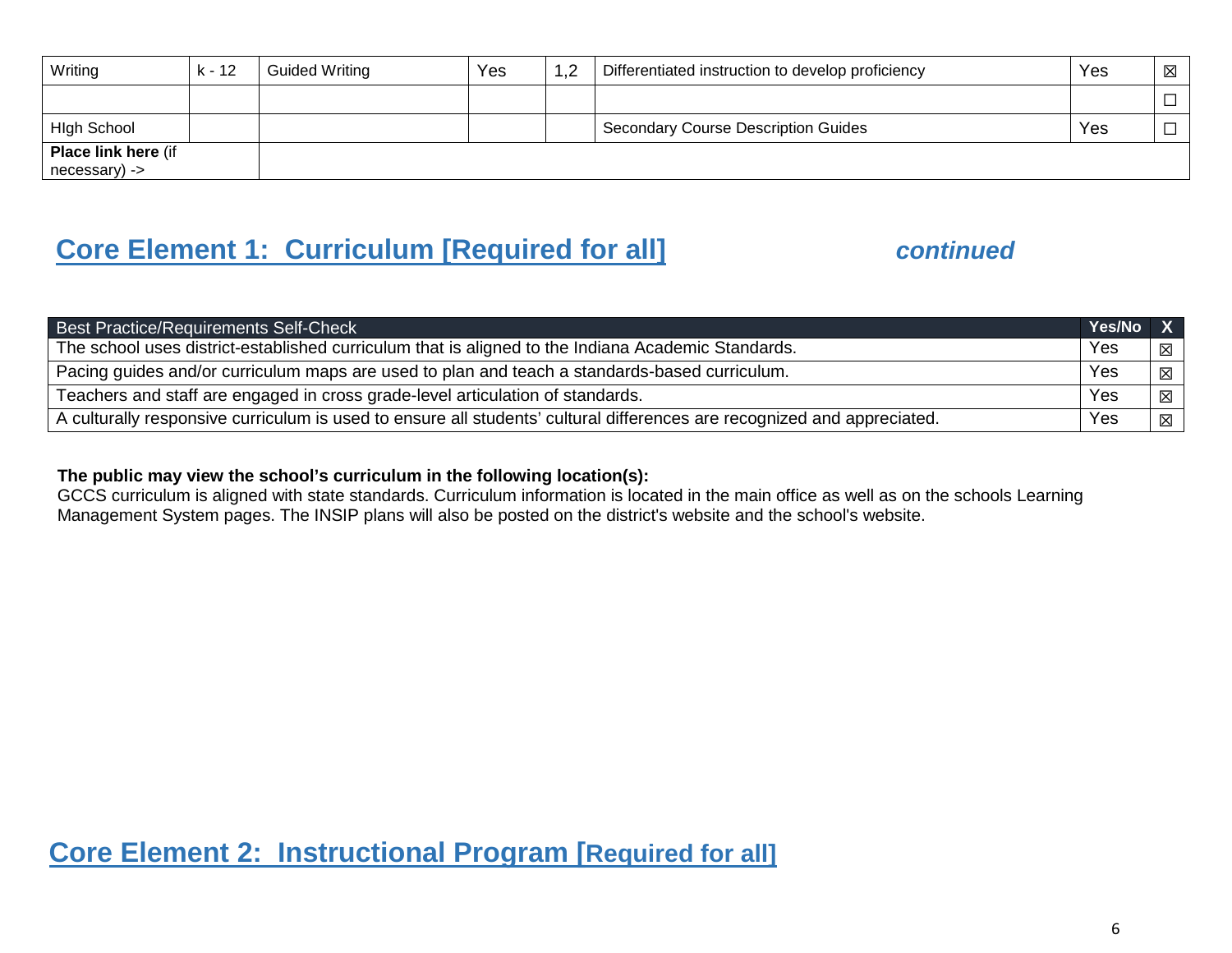| Writing | k - 12 | Guided Writing | Yes | 1,2 | Differentiated instruction to develop proficiency | Yes | ☒ |
|---|---|---|---|---|---|---|---|
| | | | | | | | ☐ |
| HIgh School | | | | | Secondary Course Description Guides | Yes | ☐ |
| **Place link here** (if necessary) -> | | | | | | | |

## Core Element 1: Curriculum [Required for all] *continued*

| Best Practice/Requirements Self-Check | Yes/No | X |
|---|---|---|
| The school uses district-established curriculum that is aligned to the Indiana Academic Standards. | Yes | ☒ |
| Pacing guides and/or curriculum maps are used to plan and teach a standards-based curriculum. | Yes | ☒ |
| Teachers and staff are engaged in cross grade-level articulation of standards. | Yes | ☒ |
| A culturally responsive curriculum is used to ensure all students' cultural differences are recognized and appreciated. | Yes | ☒ |

**The public may view the school's curriculum in the following location(s):**
GCCS curriculum is aligned with state standards. Curriculum information is located in the main office as well as on the schools Learning Management System pages. The INSIP plans will also be posted on the district's website and the school's website.

## Core Element 2: Instructional Program [Required for all]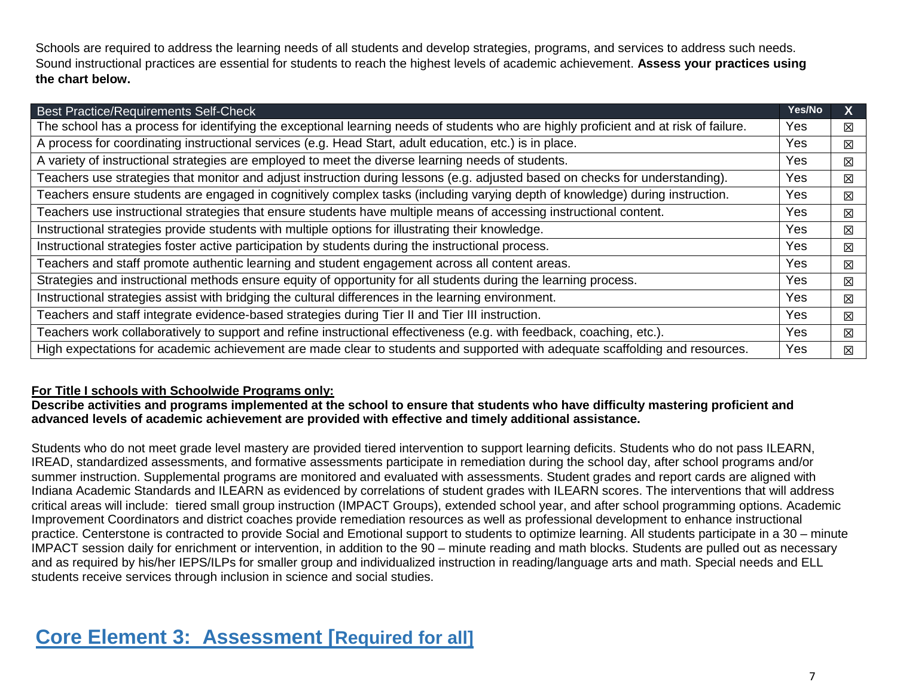Schools are required to address the learning needs of all students and develop strategies, programs, and services to address such needs. Sound instructional practices are essential for students to reach the highest levels of academic achievement. **Assess your practices using the chart below.**

| Best Practice/Requirements Self-Check | Yes/No | X |
|---|---|---|
| The school has a process for identifying the exceptional learning needs of students who are highly proficient and at risk of failure. | Yes | ☒ |
| A process for coordinating instructional services (e.g. Head Start, adult education, etc.) is in place. | Yes | ☒ |
| A variety of instructional strategies are employed to meet the diverse learning needs of students. | Yes | ☒ |
| Teachers use strategies that monitor and adjust instruction during lessons (e.g. adjusted based on checks for understanding). | Yes | ☒ |
| Teachers ensure students are engaged in cognitively complex tasks (including varying depth of knowledge) during instruction. | Yes | ☒ |
| Teachers use instructional strategies that ensure students have multiple means of accessing instructional content. | Yes | ☒ |
| Instructional strategies provide students with multiple options for illustrating their knowledge. | Yes | ☒ |
| Instructional strategies foster active participation by students during the instructional process. | Yes | ☒ |
| Teachers and staff promote authentic learning and student engagement across all content areas. | Yes | ☒ |
| Strategies and instructional methods ensure equity of opportunity for all students during the learning process. | Yes | ☒ |
| Instructional strategies assist with bridging the cultural differences in the learning environment. | Yes | ☒ |
| Teachers and staff integrate evidence-based strategies during Tier II and Tier III instruction. | Yes | ☒ |
| Teachers work collaboratively to support and refine instructional effectiveness (e.g. with feedback, coaching, etc.). | Yes | ☒ |
| High expectations for academic achievement are made clear to students and supported with adequate scaffolding and resources. | Yes | ☒ |

**For Title I schools with Schoolwide Programs only:**

**Describe activities and programs implemented at the school to ensure that students who have difficulty mastering proficient and advanced levels of academic achievement are provided with effective and timely additional assistance.**

Students who do not meet grade level mastery are provided tiered intervention to support learning deficits. Students who do not pass ILEARN, IREAD, standardized assessments, and formative assessments participate in remediation during the school day, after school programs and/or summer instruction. Supplemental programs are monitored and evaluated with assessments. Student grades and report cards are aligned with Indiana Academic Standards and ILEARN as evidenced by correlations of student grades with ILEARN scores. The interventions that will address critical areas will include: tiered small group instruction (IMPACT Groups), extended school year, and after school programming options. Academic Improvement Coordinators and district coaches provide remediation resources as well as professional development to enhance instructional practice. Centerstone is contracted to provide Social and Emotional support to students to optimize learning. All students participate in a 30 – minute IMPACT session daily for enrichment or intervention, in addition to the 90 – minute reading and math blocks. Students are pulled out as necessary and as required by his/her IEPS/ILPs for smaller group and individualized instruction in reading/language arts and math. Special needs and ELL students receive services through inclusion in science and social studies.

## Core Element 3: Assessment [Required for all]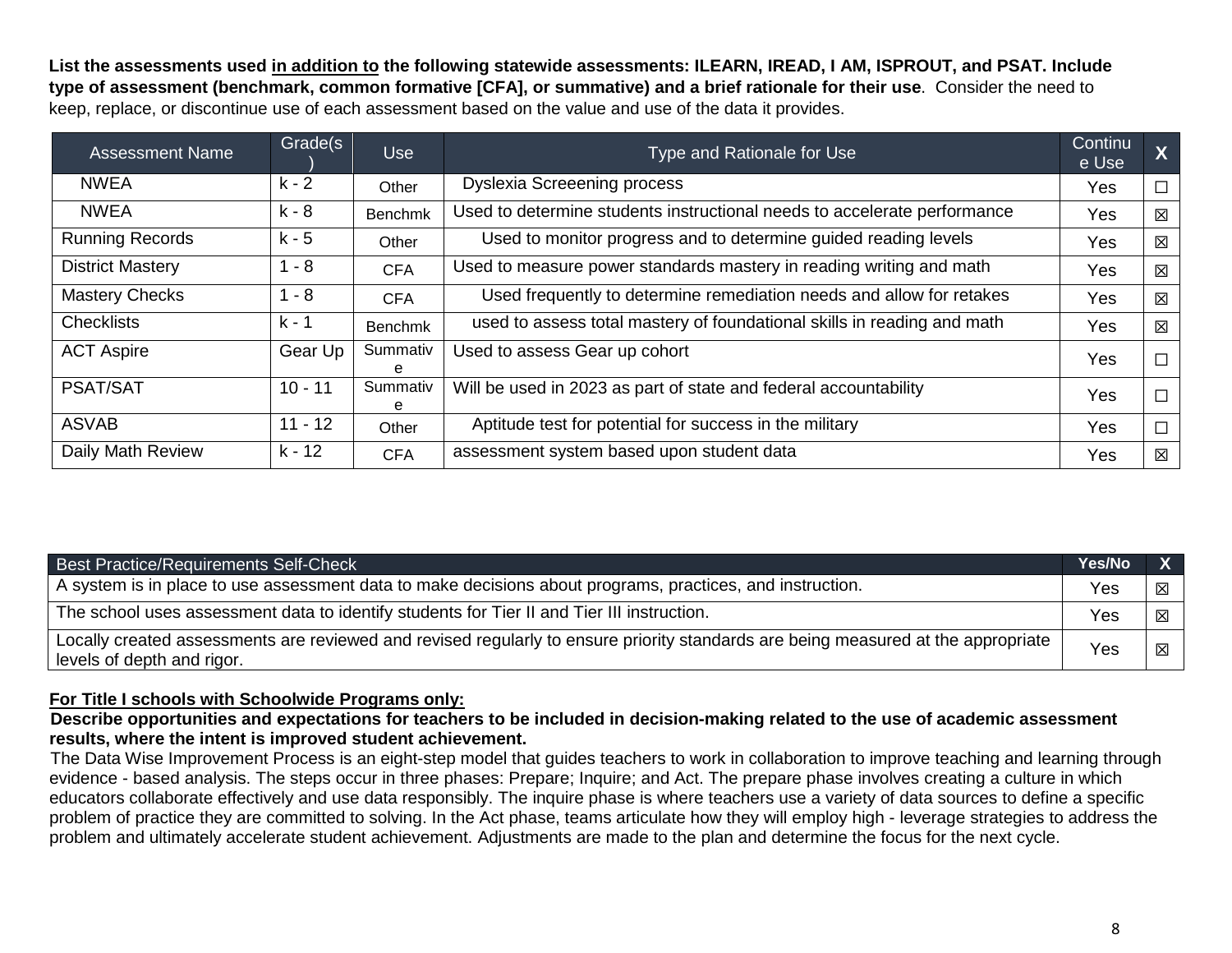**List the assessments used <u>in addition to</u> the following statewide assessments: ILEARN, IREAD, I AM, ISPROUT, and PSAT. Include type of assessment (benchmark, common formative [CFA], or summative) and a brief rationale for their use**. Consider the need to keep, replace, or discontinue use of each assessment based on the value and use of the data it provides.

| Assessment Name | Grade(s) | Use | Type and Rationale for Use | Continue Use | X |
|---|---|---|---|---|---|
| NWEA | k - 2 | Other | Dyslexia Screeening process | Yes | ☐ |
| NWEA | k - 8 | Benchmk | Used to determine students instructional needs to accelerate performance | Yes | ☒ |
| Running Records | k - 5 | Other | Used to monitor progress and to determine guided reading levels | Yes | ☒ |
| District Mastery | 1 - 8 | CFA | Used to measure power standards mastery in reading writing and math | Yes | ☒ |
| Mastery Checks | 1 - 8 | CFA | Used frequently to determine remediation needs and allow for retakes | Yes | ☒ |
| Checklists | k - 1 | Benchmk | used to assess total mastery of foundational skills in reading and math | Yes | ☒ |
| ACT Aspire | Gear Up | Summative | Used to assess Gear up cohort | Yes | ☐ |
| PSAT/SAT | 10 - 11 | Summative | Will be used in 2023 as part of state and federal accountability | Yes | ☐ |
| ASVAB | 11 - 12 | Other | Aptitude test for potential for success in the military | Yes | ☐ |
| Daily Math Review | k - 12 | CFA | assessment system based upon student data | Yes | ☒ |

| Best Practice/Requirements Self-Check | Yes/No | X |
|---|---|---|
| A system is in place to use assessment data to make decisions about programs, practices, and instruction. | Yes | ☒ |
| The school uses assessment data to identify students for Tier II and Tier III instruction. | Yes | ☒ |
| Locally created assessments are reviewed and revised regularly to ensure priority standards are being measured at the appropriate levels of depth and rigor. | Yes | ☒ |

**<u>For Title I schools with Schoolwide Programs only:</u>**

**Describe opportunities and expectations for teachers to be included in decision-making related to the use of academic assessment results, where the intent is improved student achievement.**

The Data Wise Improvement Process is an eight-step model that guides teachers to work in collaboration to improve teaching and learning through evidence - based analysis. The steps occur in three phases: Prepare; Inquire; and Act. The prepare phase involves creating a culture in which educators collaborate effectively and use data responsibly. The inquire phase is where teachers use a variety of data sources to define a specific problem of practice they are committed to solving. In the Act phase, teams articulate how they will employ high - leverage strategies to address the problem and ultimately accelerate student achievement. Adjustments are made to the plan and determine the focus for the next cycle.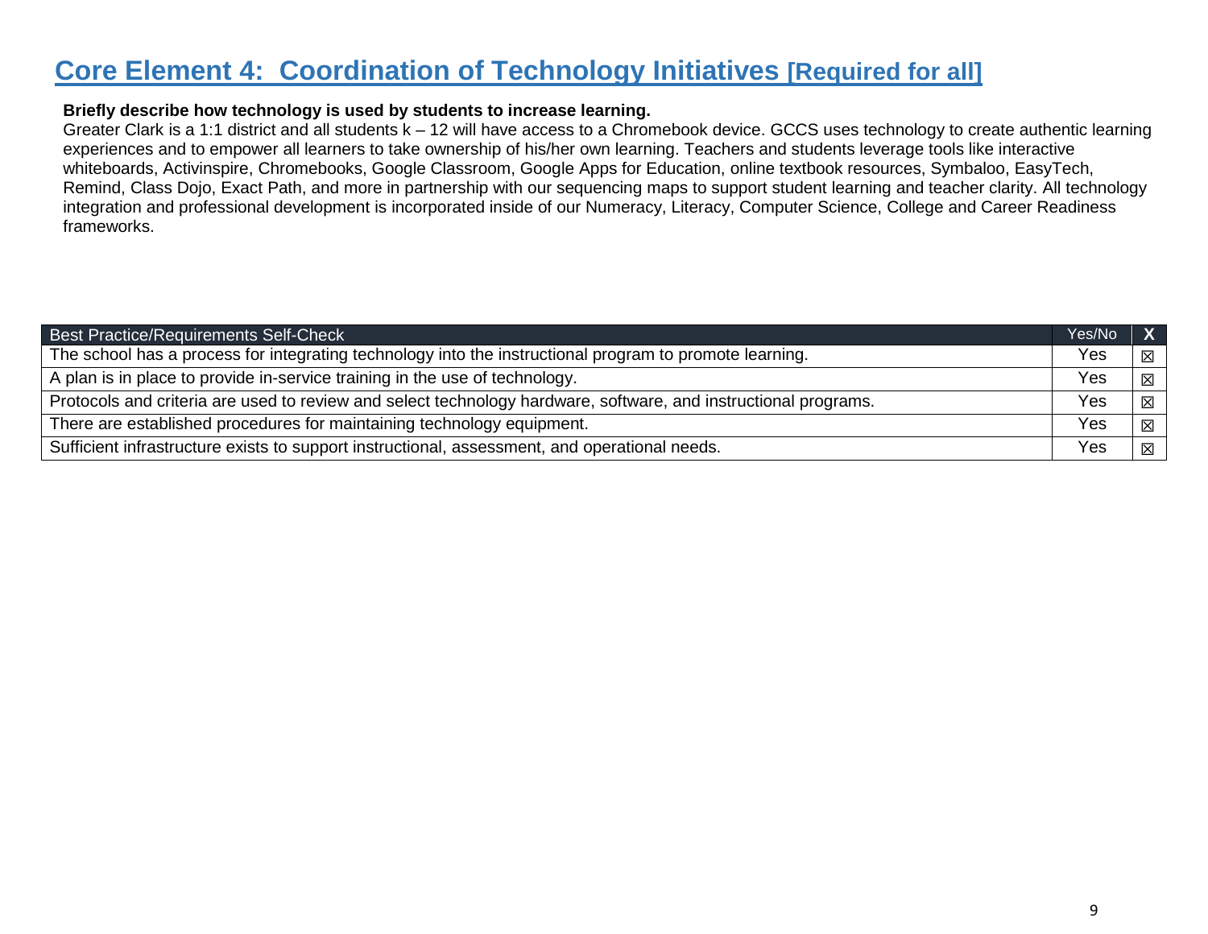## Core Element 4: Coordination of Technology Initiatives [Required for all]

**Briefly describe how technology is used by students to increase learning.**

Greater Clark is a 1:1 district and all students k – 12 will have access to a Chromebook device. GCCS uses technology to create authentic learning experiences and to empower all learners to take ownership of his/her own learning. Teachers and students leverage tools like interactive whiteboards, Activinspire, Chromebooks, Google Classroom, Google Apps for Education, online textbook resources, Symbaloo, EasyTech, Remind, Class Dojo, Exact Path, and more in partnership with our sequencing maps to support student learning and teacher clarity. All technology integration and professional development is incorporated inside of our Numeracy, Literacy, Computer Science, College and Career Readiness frameworks.

| Best Practice/Requirements Self-Check | Yes/No | X |
|---|---|---|
| The school has a process for integrating technology into the instructional program to promote learning. | Yes | ☒ |
| A plan is in place to provide in-service training in the use of technology. | Yes | ☒ |
| Protocols and criteria are used to review and select technology hardware, software, and instructional programs. | Yes | ☒ |
| There are established procedures for maintaining technology equipment. | Yes | ☒ |
| Sufficient infrastructure exists to support instructional, assessment, and operational needs. | Yes | ☒ |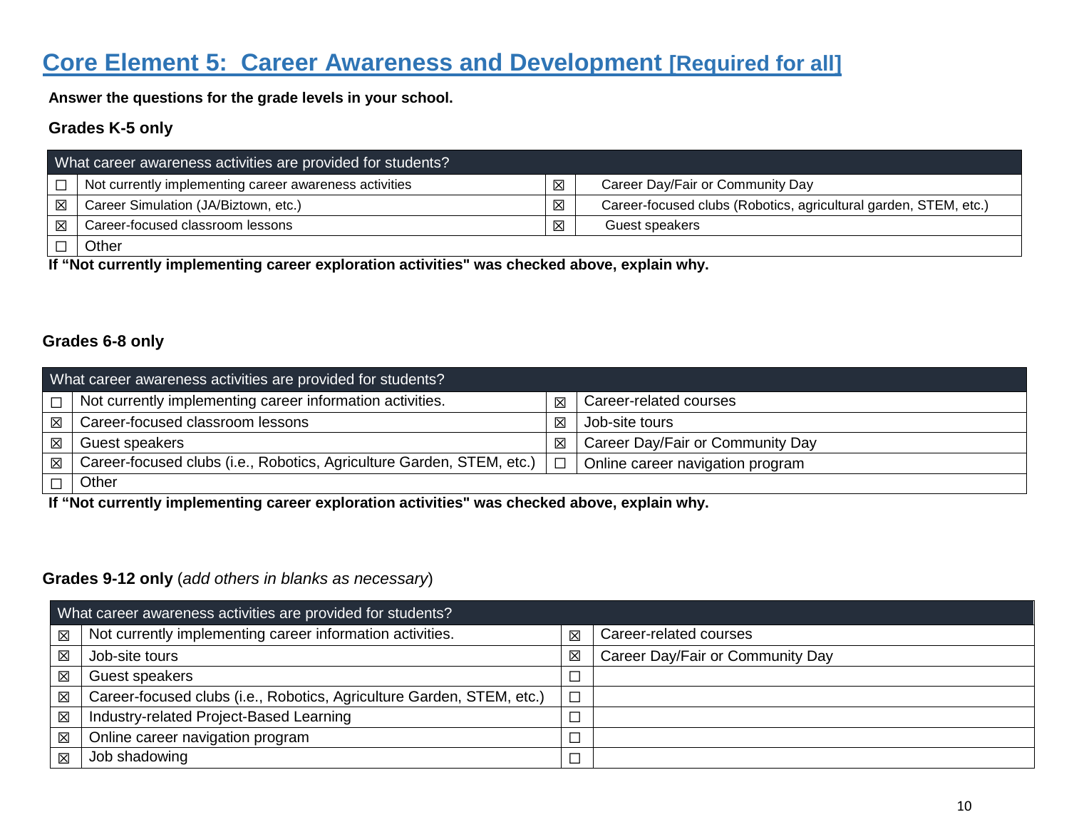# Core Element 5: Career Awareness and Development [Required for all]

**Answer the questions for the grade levels in your school.**

### Grades K-5 only

| What career awareness activities are provided for students? | | | |
|---|---|---|---|
| ☐ | Not currently implementing career awareness activities | ☒ | Career Day/Fair or Community Day |
| ☒ | Career Simulation (JA/Biztown, etc.) | ☒ | Career-focused clubs (Robotics, agricultural garden, STEM, etc.) |
| ☒ | Career-focused classroom lessons | ☒ | Guest speakers |
| ☐ | Other | | |

**If "Not currently implementing career exploration activities" was checked above, explain why.**

### Grades 6-8 only

| What career awareness activities are provided for students? | | | |
|---|---|---|---|
| ☐ | Not currently implementing career information activities. | ☒ | Career-related courses |
| ☒ | Career-focused classroom lessons | ☒ | Job-site tours |
| ☒ | Guest speakers | ☒ | Career Day/Fair or Community Day |
| ☒ | Career-focused clubs (i.e., Robotics, Agriculture Garden, STEM, etc.) | ☐ | Online career navigation program |
| ☐ | Other | | |

**If "Not currently implementing career exploration activities" was checked above, explain why.**

### Grades 9-12 only (*add others in blanks as necessary*)

| What career awareness activities are provided for students? | | | |
|---|---|---|---|
| ☒ | Not currently implementing career information activities. | ☒ | Career-related courses |
| ☒ | Job-site tours | ☒ | Career Day/Fair or Community Day |
| ☒ | Guest speakers | ☐ | |
| ☒ | Career-focused clubs (i.e., Robotics, Agriculture Garden, STEM, etc.) | ☐ | |
| ☒ | Industry-related Project-Based Learning | ☐ | |
| ☒ | Online career navigation program | ☐ | |
| ☒ | Job shadowing | ☐ | |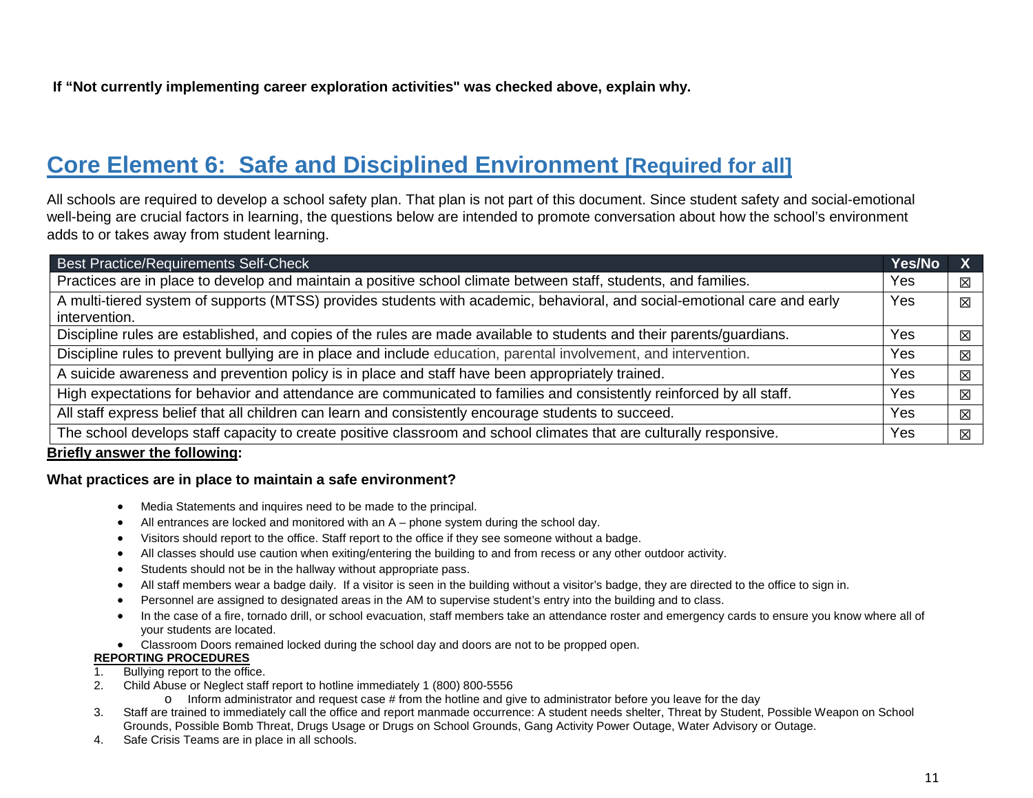**If "Not currently implementing career exploration activities" was checked above, explain why.**

## Core Element 6: Safe and Disciplined Environment [Required for all]

All schools are required to develop a school safety plan. That plan is not part of this document. Since student safety and social-emotional well-being are crucial factors in learning, the questions below are intended to promote conversation about how the school's environment adds to or takes away from student learning.

| Best Practice/Requirements Self-Check | Yes/No | X |
|---|---|---|
| Practices are in place to develop and maintain a positive school climate between staff, students, and families. | Yes | ☒ |
| A multi-tiered system of supports (MTSS) provides students with academic, behavioral, and social-emotional care and early intervention. | Yes | ☒ |
| Discipline rules are established, and copies of the rules are made available to students and their parents/guardians. | Yes | ☒ |
| Discipline rules to prevent bullying are in place and include education, parental involvement, and intervention. | Yes | ☒ |
| A suicide awareness and prevention policy is in place and staff have been appropriately trained. | Yes | ☒ |
| High expectations for behavior and attendance are communicated to families and consistently reinforced by all staff. | Yes | ☒ |
| All staff express belief that all children can learn and consistently encourage students to succeed. | Yes | ☒ |
| The school develops staff capacity to create positive classroom and school climates that are culturally responsive. | Yes | ☒ |

**Briefly answer the following:**

**What practices are in place to maintain a safe environment?**

- Media Statements and inquires need to be made to the principal.
- All entrances are locked and monitored with an A – phone system during the school day.
- Visitors should report to the office. Staff report to the office if they see someone without a badge.
- All classes should use caution when exiting/entering the building to and from recess or any other outdoor activity.
- Students should not be in the hallway without appropriate pass.
- All staff members wear a badge daily. If a visitor is seen in the building without a visitor's badge, they are directed to the office to sign in.
- Personnel are assigned to designated areas in the AM to supervise student's entry into the building and to class.
- In the case of a fire, tornado drill, or school evacuation, staff members take an attendance roster and emergency cards to ensure you know where all of your students are located.
- Classroom Doors remained locked during the school day and doors are not to be propped open.

**REPORTING PROCEDURES**

1. Bullying report to the office.
2. Child Abuse or Neglect staff report to hotline immediately 1 (800) 800-5556
   - Inform administrator and request case # from the hotline and give to administrator before you leave for the day
3. Staff are trained to immediately call the office and report manmade occurrence: A student needs shelter, Threat by Student, Possible Weapon on School Grounds, Possible Bomb Threat, Drugs Usage or Drugs on School Grounds, Gang Activity Power Outage, Water Advisory or Outage.
4. Safe Crisis Teams are in place in all schools.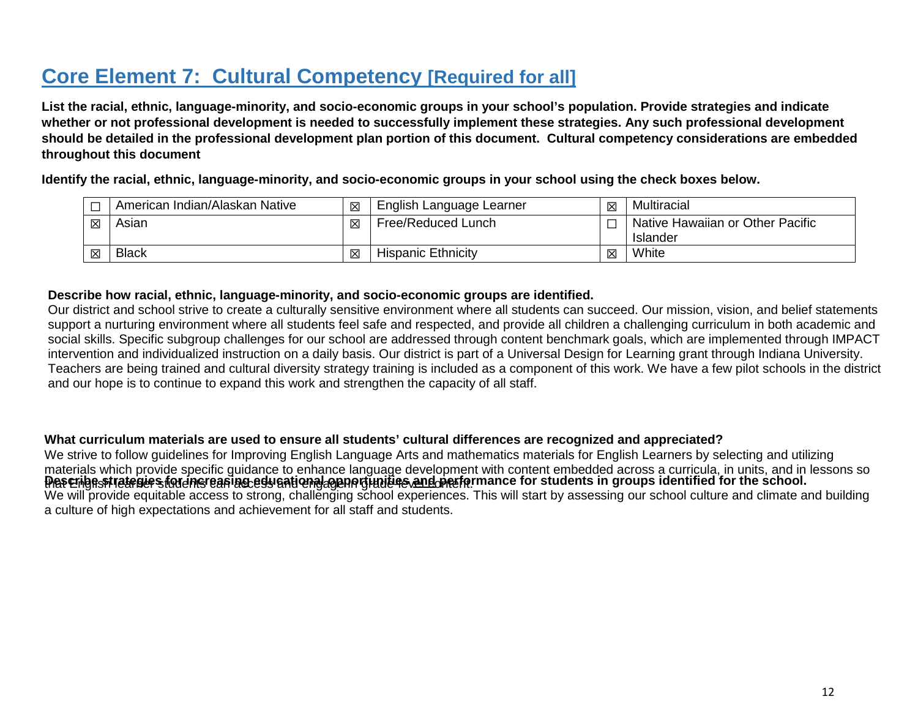## Core Element 7: Cultural Competency [Required for all]

**List the racial, ethnic, language-minority, and socio-economic groups in your school's population. Provide strategies and indicate whether or not professional development is needed to successfully implement these strategies. Any such professional development should be detailed in the professional development plan portion of this document. Cultural competency considerations are embedded throughout this document**

**Identify the racial, ethnic, language-minority, and socio-economic groups in your school using the check boxes below.**

| | | | | | |
|---|---|---|---|---|---|
| ☐ | American Indian/Alaskan Native | ☒ | English Language Learner | ☒ | Multiracial |
| ☒ | Asian | ☒ | Free/Reduced Lunch | ☐ | Native Hawaiian or Other Pacific Islander |
| ☒ | Black | ☒ | Hispanic Ethnicity | ☒ | White |

**Describe how racial, ethnic, language-minority, and socio-economic groups are identified.**

Our district and school strive to create a culturally sensitive environment where all students can succeed. Our mission, vision, and belief statements support a nurturing environment where all students feel safe and respected, and provide all children a challenging curriculum in both academic and social skills. Specific subgroup challenges for our school are addressed through content benchmark goals, which are implemented through IMPACT intervention and individualized instruction on a daily basis. Our district is part of a Universal Design for Learning grant through Indiana University. Teachers are being trained and cultural diversity strategy training is included as a component of this work. We have a few pilot schools in the district and our hope is to continue to expand this work and strengthen the capacity of all staff.

**What curriculum materials are used to ensure all students' cultural differences are recognized and appreciated?**

We strive to follow guidelines for Improving English Language Arts and mathematics materials for English Learners by selecting and utilizing materials which provide specific guidance to enhance language development with content embedded across a curricula, in units, and in lessons so that English learner students can access and engage in grade-level content.

**Describe strategies for increasing educational opportunities and performance for students in groups identified for the school.**

We will provide equitable access to strong, challenging school experiences. This will start by assessing our school culture and climate and building a culture of high expectations and achievement for all staff and students.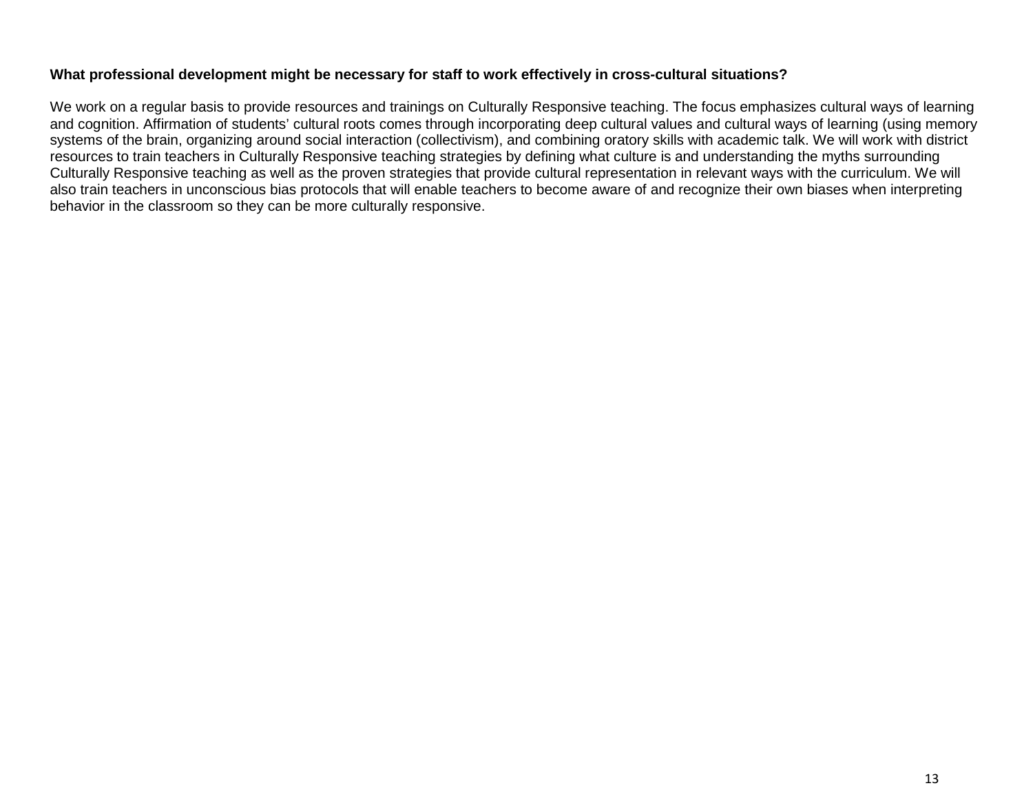**What professional development might be necessary for staff to work effectively in cross-cultural situations?**

We work on a regular basis to provide resources and trainings on Culturally Responsive teaching. The focus emphasizes cultural ways of learning and cognition. Affirmation of students' cultural roots comes through incorporating deep cultural values and cultural ways of learning (using memory systems of the brain, organizing around social interaction (collectivism), and combining oratory skills with academic talk. We will work with district resources to train teachers in Culturally Responsive teaching strategies by defining what culture is and understanding the myths surrounding Culturally Responsive teaching as well as the proven strategies that provide cultural representation in relevant ways with the curriculum. We will also train teachers in unconscious bias protocols that will enable teachers to become aware of and recognize their own biases when interpreting behavior in the classroom so they can be more culturally responsive.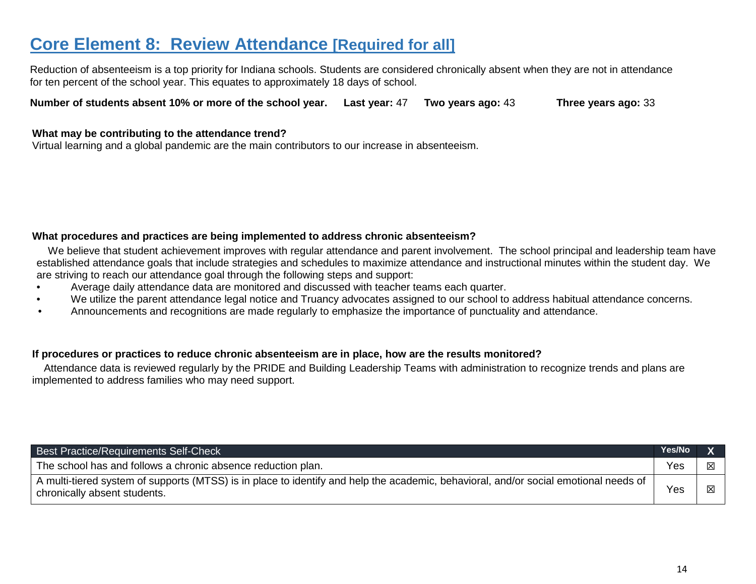## Core Element 8: Review Attendance [Required for all]

Reduction of absenteeism is a top priority for Indiana schools. Students are considered chronically absent when they are not in attendance for ten percent of the school year. This equates to approximately 18 days of school.

**Number of students absent 10% or more of the school year.** **Last year:** 47 **Two years ago:** 43 **Three years ago:** 33

**What may be contributing to the attendance trend?**

Virtual learning and a global pandemic are the main contributors to our increase in absenteeism.

**What procedures and practices are being implemented to address chronic absenteeism?**

We believe that student achievement improves with regular attendance and parent involvement. The school principal and leadership team have established attendance goals that include strategies and schedules to maximize attendance and instructional minutes within the student day. We are striving to reach our attendance goal through the following steps and support:

- Average daily attendance data are monitored and discussed with teacher teams each quarter.
- We utilize the parent attendance legal notice and Truancy advocates assigned to our school to address habitual attendance concerns.
- Announcements and recognitions are made regularly to emphasize the importance of punctuality and attendance.

**If procedures or practices to reduce chronic absenteeism are in place, how are the results monitored?**

Attendance data is reviewed regularly by the PRIDE and Building Leadership Teams with administration to recognize trends and plans are implemented to address families who may need support.

| Best Practice/Requirements Self-Check | Yes/No | X |
|---|---|---|
| The school has and follows a chronic absence reduction plan. | Yes | ☒ |
| A multi-tiered system of supports (MTSS) is in place to identify and help the academic, behavioral, and/or social emotional needs of chronically absent students. | Yes | ☒ |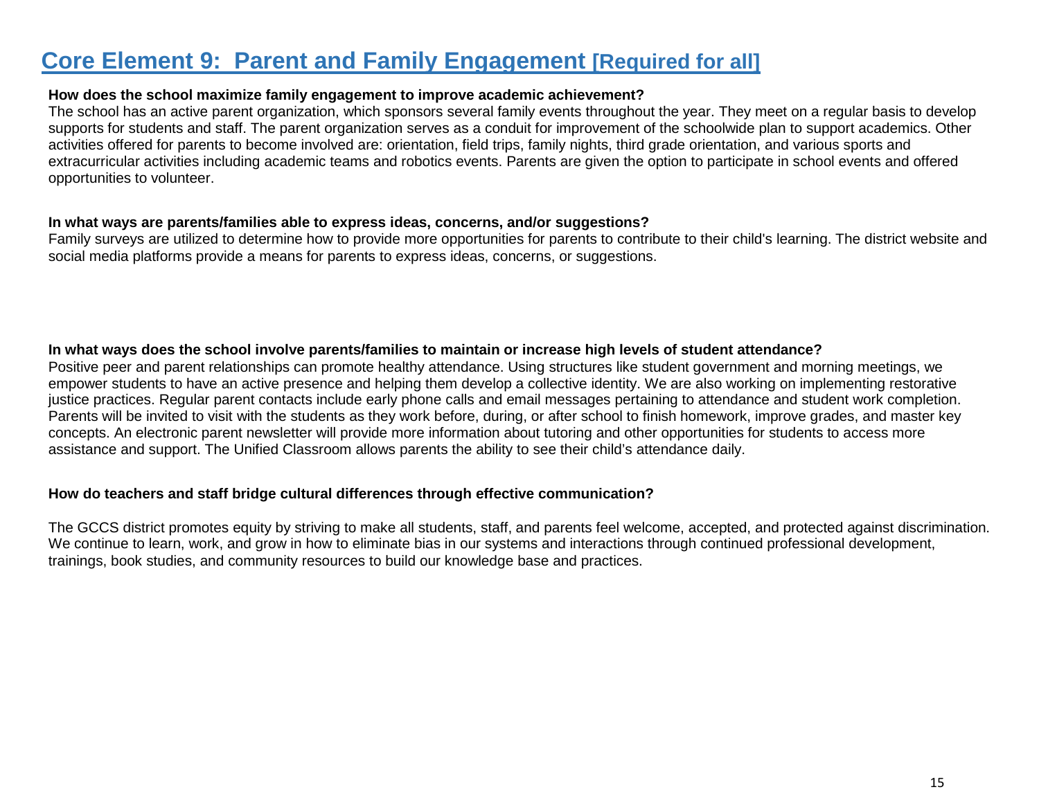# Core Element 9: Parent and Family Engagement [Required for all]

**How does the school maximize family engagement to improve academic achievement?**

The school has an active parent organization, which sponsors several family events throughout the year. They meet on a regular basis to develop supports for students and staff. The parent organization serves as a conduit for improvement of the schoolwide plan to support academics. Other activities offered for parents to become involved are: orientation, field trips, family nights, third grade orientation, and various sports and extracurricular activities including academic teams and robotics events. Parents are given the option to participate in school events and offered opportunities to volunteer.

**In what ways are parents/families able to express ideas, concerns, and/or suggestions?**

Family surveys are utilized to determine how to provide more opportunities for parents to contribute to their child's learning. The district website and social media platforms provide a means for parents to express ideas, concerns, or suggestions.

**In what ways does the school involve parents/families to maintain or increase high levels of student attendance?**

Positive peer and parent relationships can promote healthy attendance. Using structures like student government and morning meetings, we empower students to have an active presence and helping them develop a collective identity. We are also working on implementing restorative justice practices. Regular parent contacts include early phone calls and email messages pertaining to attendance and student work completion. Parents will be invited to visit with the students as they work before, during, or after school to finish homework, improve grades, and master key concepts. An electronic parent newsletter will provide more information about tutoring and other opportunities for students to access more assistance and support. The Unified Classroom allows parents the ability to see their child's attendance daily.

**How do teachers and staff bridge cultural differences through effective communication?**

The GCCS district promotes equity by striving to make all students, staff, and parents feel welcome, accepted, and protected against discrimination. We continue to learn, work, and grow in how to eliminate bias in our systems and interactions through continued professional development, trainings, book studies, and community resources to build our knowledge base and practices.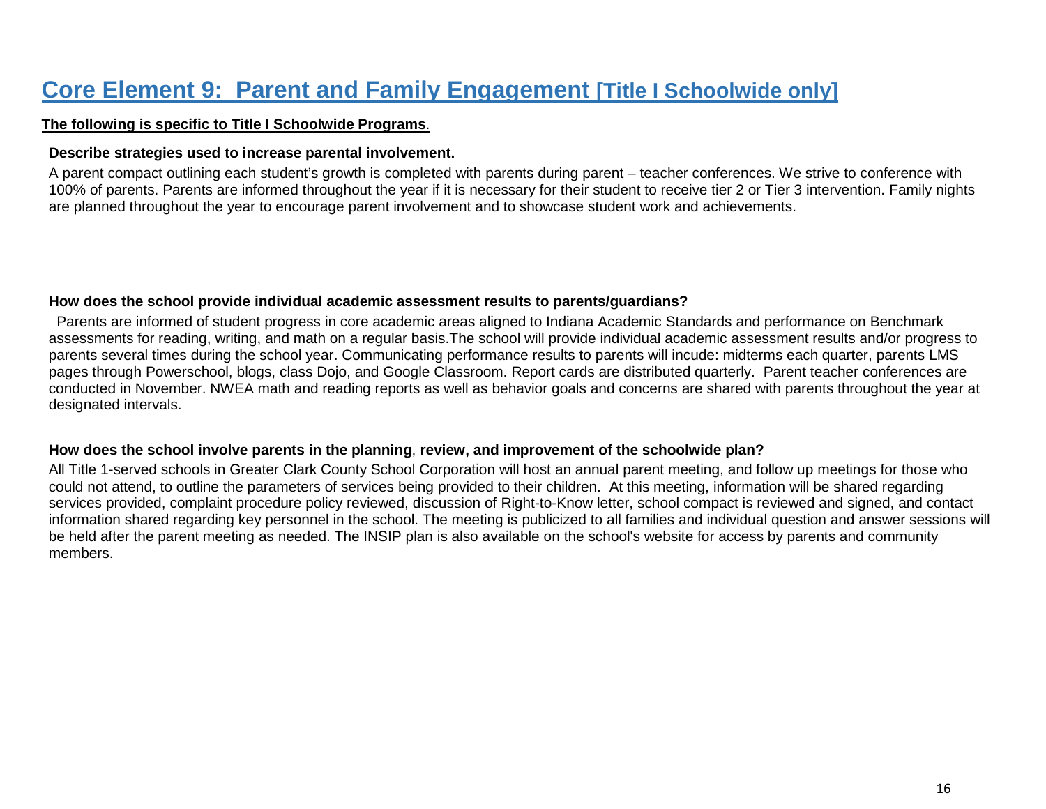# Core Element 9: Parent and Family Engagement [Title I Schoolwide only]

**The following is specific to Title I Schoolwide Programs.**

### Describe strategies used to increase parental involvement.

A parent compact outlining each student's growth is completed with parents during parent – teacher conferences. We strive to conference with 100% of parents. Parents are informed throughout the year if it is necessary for their student to receive tier 2 or Tier 3 intervention. Family nights are planned throughout the year to encourage parent involvement and to showcase student work and achievements.

### How does the school provide individual academic assessment results to parents/guardians?

Parents are informed of student progress in core academic areas aligned to Indiana Academic Standards and performance on Benchmark assessments for reading, writing, and math on a regular basis.The school will provide individual academic assessment results and/or progress to parents several times during the school year. Communicating performance results to parents will incude: midterms each quarter, parents LMS pages through Powerschool, blogs, class Dojo, and Google Classroom. Report cards are distributed quarterly. Parent teacher conferences are conducted in November. NWEA math and reading reports as well as behavior goals and concerns are shared with parents throughout the year at designated intervals.

### How does the school involve parents in the planning, review, and improvement of the schoolwide plan?

All Title 1-served schools in Greater Clark County School Corporation will host an annual parent meeting, and follow up meetings for those who could not attend, to outline the parameters of services being provided to their children. At this meeting, information will be shared regarding services provided, complaint procedure policy reviewed, discussion of Right-to-Know letter, school compact is reviewed and signed, and contact information shared regarding key personnel in the school. The meeting is publicized to all families and individual question and answer sessions will be held after the parent meeting as needed. The INSIP plan is also available on the school's website for access by parents and community members.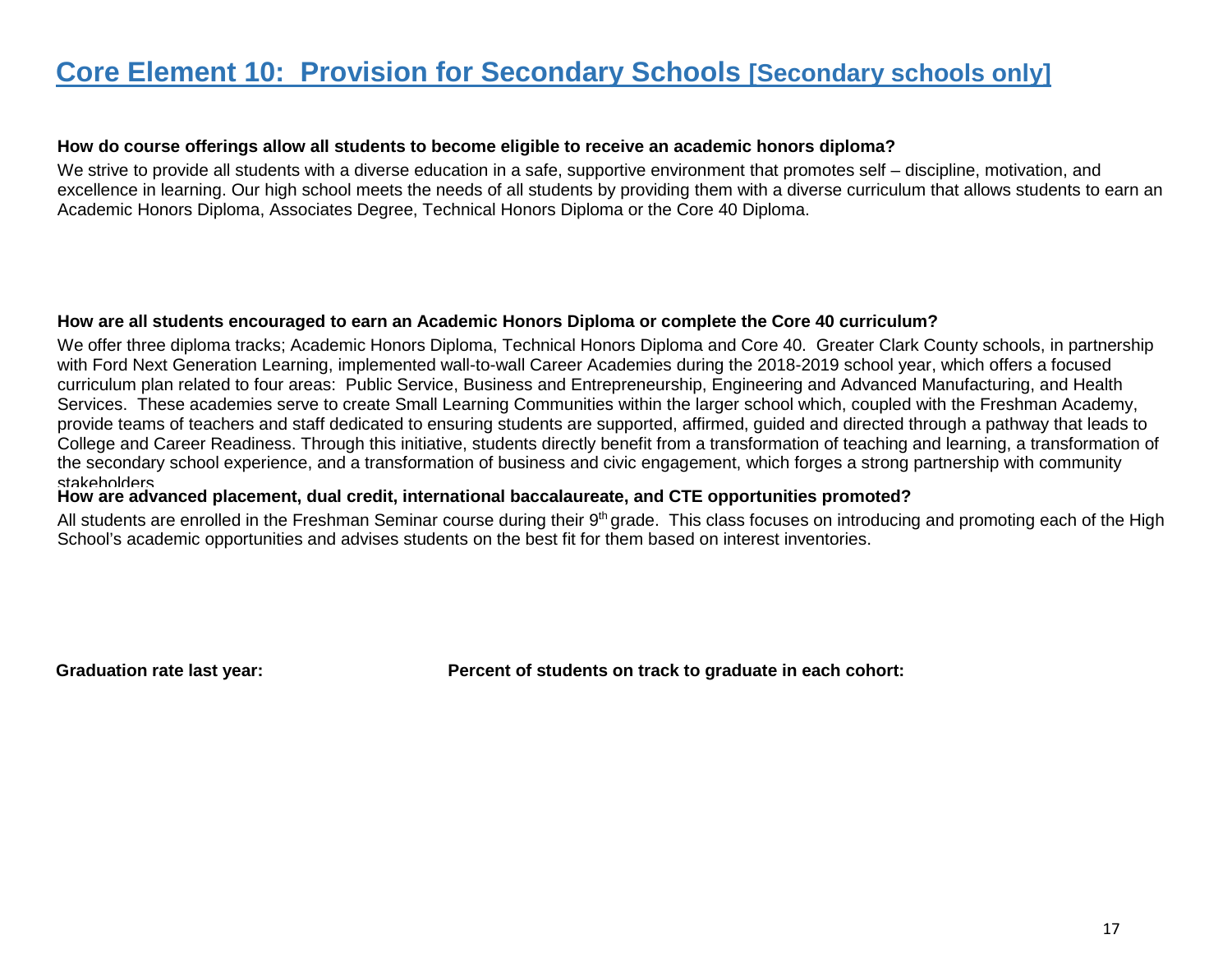# Core Element 10: Provision for Secondary Schools [Secondary schools only]

**How do course offerings allow all students to become eligible to receive an academic honors diploma?**

We strive to provide all students with a diverse education in a safe, supportive environment that promotes self – discipline, motivation, and excellence in learning. Our high school meets the needs of all students by providing them with a diverse curriculum that allows students to earn an Academic Honors Diploma, Associates Degree, Technical Honors Diploma or the Core 40 Diploma.

**How are all students encouraged to earn an Academic Honors Diploma or complete the Core 40 curriculum?**

We offer three diploma tracks; Academic Honors Diploma, Technical Honors Diploma and Core 40. Greater Clark County schools, in partnership with Ford Next Generation Learning, implemented wall-to-wall Career Academies during the 2018-2019 school year, which offers a focused curriculum plan related to four areas: Public Service, Business and Entrepreneurship, Engineering and Advanced Manufacturing, and Health Services. These academies serve to create Small Learning Communities within the larger school which, coupled with the Freshman Academy, provide teams of teachers and staff dedicated to ensuring students are supported, affirmed, guided and directed through a pathway that leads to College and Career Readiness. Through this initiative, students directly benefit from a transformation of teaching and learning, a transformation of the secondary school experience, and a transformation of business and civic engagement, which forges a strong partnership with community stakeholders.

**How are advanced placement, dual credit, international baccalaureate, and CTE opportunities promoted?**

All students are enrolled in the Freshman Seminar course during their 9th grade. This class focuses on introducing and promoting each of the High School's academic opportunities and advises students on the best fit for them based on interest inventories.

**Graduation rate last year:**

**Percent of students on track to graduate in each cohort:**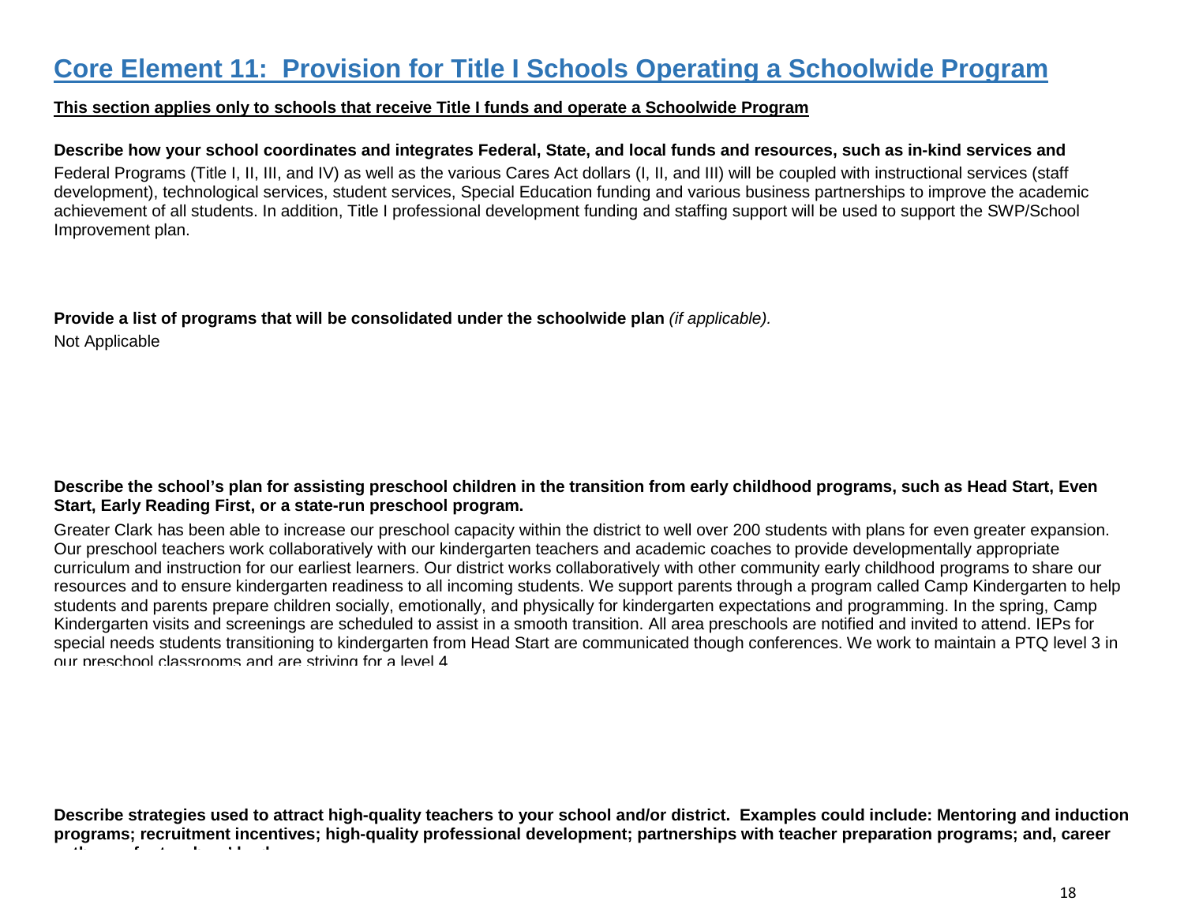# Core Element 11: Provision for Title I Schools Operating a Schoolwide Program

**This section applies only to schools that receive Title I funds and operate a Schoolwide Program**

**Describe how your school coordinates and integrates Federal, State, and local funds and resources, such as in-kind services and**

Federal Programs (Title I, II, III, and IV) as well as the various Cares Act dollars (I, II, and III) will be coupled with instructional services (staff development), technological services, student services, Special Education funding and various business partnerships to improve the academic achievement of all students. In addition, Title I professional development funding and staffing support will be used to support the SWP/School Improvement plan.

**Provide a list of programs that will be consolidated under the schoolwide plan** *(if applicable).*

Not Applicable

**Describe the school's plan for assisting preschool children in the transition from early childhood programs, such as Head Start, Even Start, Early Reading First, or a state-run preschool program.**

Greater Clark has been able to increase our preschool capacity within the district to well over 200 students with plans for even greater expansion. Our preschool teachers work collaboratively with our kindergarten teachers and academic coaches to provide developmentally appropriate curriculum and instruction for our earliest learners. Our district works collaboratively with other community early childhood programs to share our resources and to ensure kindergarten readiness to all incoming students. We support parents through a program called Camp Kindergarten to help students and parents prepare children socially, emotionally, and physically for kindergarten expectations and programming. In the spring, Camp Kindergarten visits and screenings are scheduled to assist in a smooth transition. All area preschools are notified and invited to attend. IEPs for special needs students transitioning to kindergarten from Head Start are communicated though conferences. We work to maintain a PTQ level 3 in our preschool classrooms and are striving for a level 4

**Describe strategies used to attract high-quality teachers to your school and/or district. Examples could include: Mentoring and induction programs; recruitment incentives; high-quality professional development; partnerships with teacher preparation programs; and, career**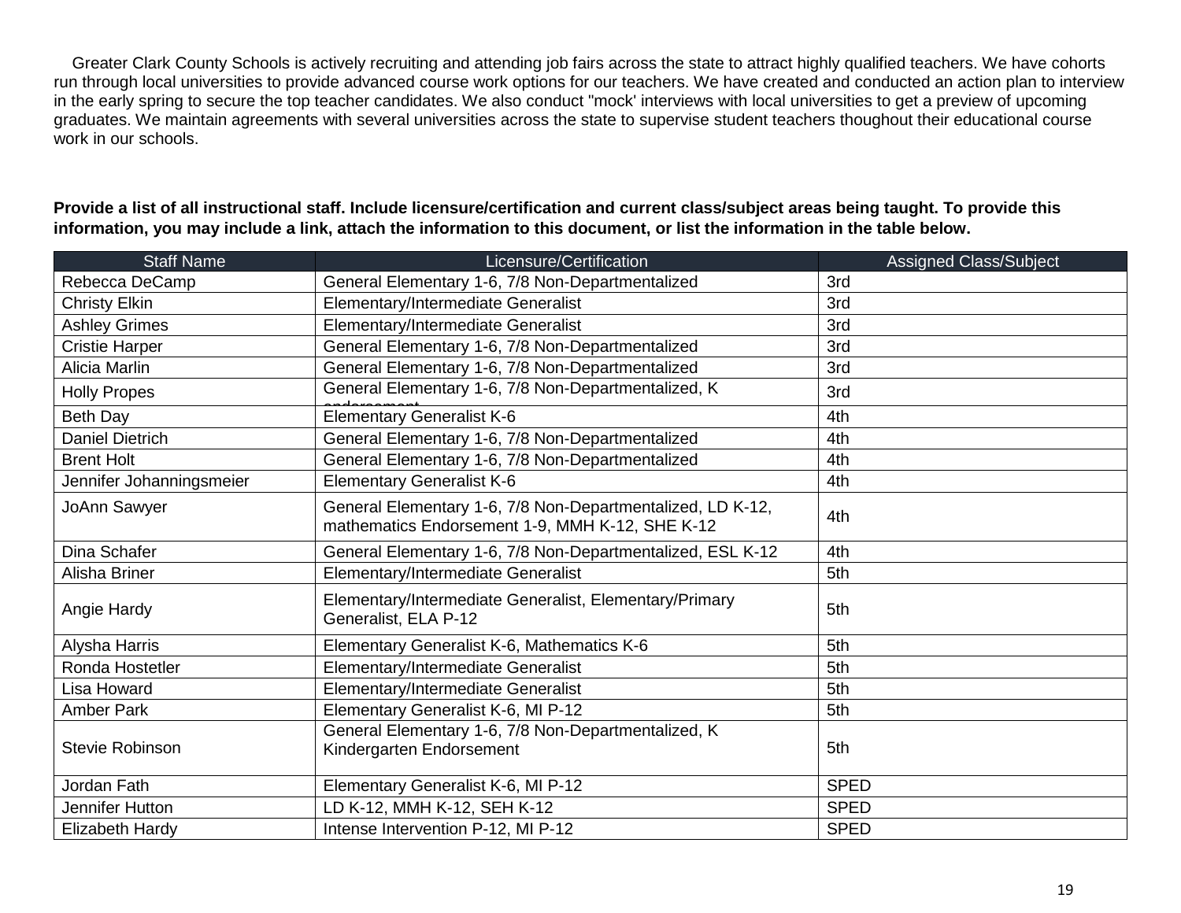Greater Clark County Schools is actively recruiting and attending job fairs across the state to attract highly qualified teachers. We have cohorts run through local universities to provide advanced course work options for our teachers. We have created and conducted an action plan to interview in the early spring to secure the top teacher candidates. We also conduct "mock' interviews with local universities to get a preview of upcoming graduates. We maintain agreements with several universities across the state to supervise student teachers thoughout their educational course work in our schools.

**Provide a list of all instructional staff. Include licensure/certification and current class/subject areas being taught. To provide this information, you may include a link, attach the information to this document, or list the information in the table below.**

| Staff Name | Licensure/Certification | Assigned Class/Subject |
|---|---|---|
| Rebecca DeCamp | General Elementary 1-6, 7/8 Non-Departmentalized | 3rd |
| Christy Elkin | Elementary/Intermediate Generalist | 3rd |
| Ashley Grimes | Elementary/Intermediate Generalist | 3rd |
| Cristie Harper | General Elementary 1-6, 7/8 Non-Departmentalized | 3rd |
| Alicia Marlin | General Elementary 1-6, 7/8 Non-Departmentalized | 3rd |
| Holly Propes | General Elementary 1-6, 7/8 Non-Departmentalized, K endorsement | 3rd |
| Beth Day | Elementary Generalist K-6 | 4th |
| Daniel Dietrich | General Elementary 1-6, 7/8 Non-Departmentalized | 4th |
| Brent Holt | General Elementary 1-6, 7/8 Non-Departmentalized | 4th |
| Jennifer Johanningsmeier | Elementary Generalist K-6 | 4th |
| JoAnn Sawyer | General Elementary 1-6, 7/8 Non-Departmentalized, LD K-12, mathematics Endorsement 1-9, MMH K-12, SHE K-12 | 4th |
| Dina Schafer | General Elementary 1-6, 7/8 Non-Departmentalized, ESL K-12 | 4th |
| Alisha Briner | Elementary/Intermediate Generalist | 5th |
| Angie Hardy | Elementary/Intermediate Generalist, Elementary/Primary Generalist, ELA P-12 | 5th |
| Alysha Harris | Elementary Generalist K-6, Mathematics K-6 | 5th |
| Ronda Hostetler | Elementary/Intermediate Generalist | 5th |
| Lisa Howard | Elementary/Intermediate Generalist | 5th |
| Amber Park | Elementary Generalist K-6, MI P-12 | 5th |
| Stevie Robinson | General Elementary 1-6, 7/8 Non-Departmentalized, K Kindergarten Endorsement | 5th |
| Jordan Fath | Elementary Generalist K-6, MI P-12 | SPED |
| Jennifer Hutton | LD K-12, MMH K-12, SEH K-12 | SPED |
| Elizabeth Hardy | Intense Intervention P-12, MI P-12 | SPED |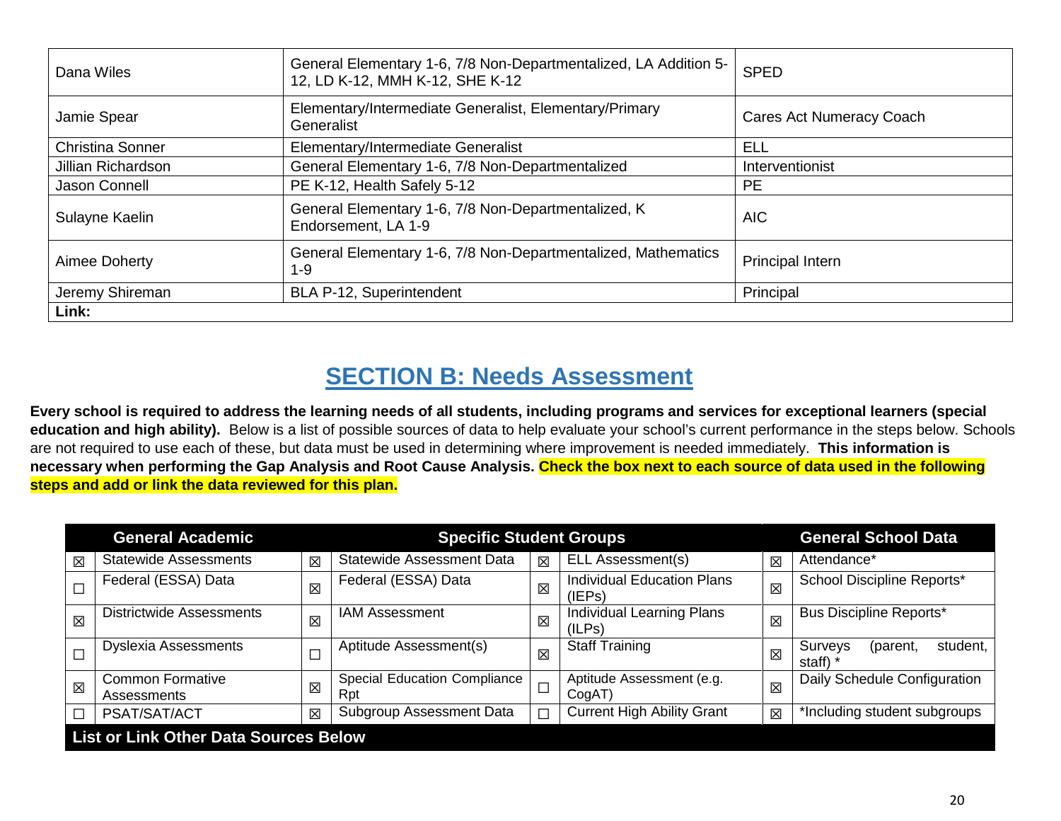| | | |
|---|---|---|
| Dana Wiles | General Elementary 1-6, 7/8 Non-Departmentalized, LA Addition 5-12, LD K-12, MMH K-12, SHE K-12 | SPED |
| Jamie Spear | Elementary/Intermediate Generalist, Elementary/Primary Generalist | Cares Act Numeracy Coach |
| Christina Sonner | Elementary/Intermediate Generalist | ELL |
| Jillian Richardson | General Elementary 1-6, 7/8 Non-Departmentalized | Interventionist |
| Jason Connell | PE K-12, Health Safely 5-12 | PE |
| Sulayne Kaelin | General Elementary 1-6, 7/8 Non-Departmentalized, K Endorsement, LA 1-9 | AIC |
| Aimee Doherty | General Elementary 1-6, 7/8 Non-Departmentalized, Mathematics 1-9 | Principal Intern |
| Jeremy Shireman | BLA P-12, Superintendent | Principal |
| **Link:** | | |

## SECTION B: Needs Assessment

**Every school is required to address the learning needs of all students, including programs and services for exceptional learners (special education and high ability).** Below is a list of possible sources of data to help evaluate your school's current performance in the steps below. Schools are not required to use each of these, but data must be used in determining where improvement is needed immediately. **This information is necessary when performing the Gap Analysis and Root Cause Analysis. Check the box next to each source of data used in the following steps and add or link the data reviewed for this plan.**

| General Academic | | Specific Student Groups | | | | General School Data | |
|---|---|---|---|---|---|---|---|
| ☒ | Statewide Assessments | ☒ | Statewide Assessment Data | ☒ | ELL Assessment(s) | ☒ | Attendance* |
| ☐ | Federal (ESSA) Data | ☒ | Federal (ESSA) Data | ☒ | Individual Education Plans (IEPs) | ☒ | School Discipline Reports* |
| ☒ | Districtwide Assessments | ☒ | IAM Assessment | ☒ | Individual Learning Plans (ILPs) | ☒ | Bus Discipline Reports* |
| ☐ | Dyslexia Assessments | ☐ | Aptitude Assessment(s) | ☒ | Staff Training | ☒ | Surveys (parent, student, staff) * |
| ☒ | Common Formative Assessments | ☒ | Special Education Compliance Rpt | ☐ | Aptitude Assessment (e.g. CogAT) | ☒ | Daily Schedule Configuration |
| ☐ | PSAT/SAT/ACT | ☒ | Subgroup Assessment Data | ☐ | Current High Ability Grant | ☒ | *Including student subgroups |
| **List or Link Other Data Sources Below** | | | | | | | |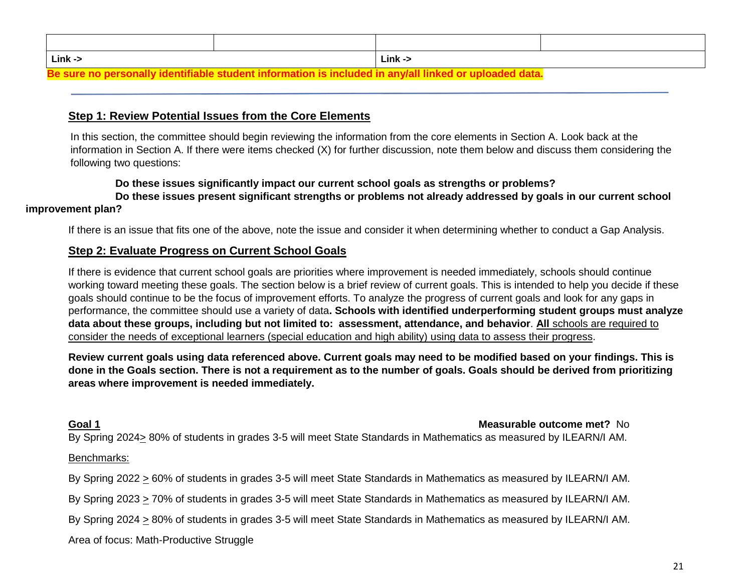| | | | |
|---|---|---|---|
| Link -> | | Link -> | |

**Be sure no personally identifiable student information is included in any/all linked or uploaded data.**

---

## Step 1: Review Potential Issues from the Core Elements

In this section, the committee should begin reviewing the information from the core elements in Section A. Look back at the information in Section A. If there were items checked (X) for further discussion, note them below and discuss them considering the following two questions:

**Do these issues significantly impact our current school goals as strengths or problems?**
**Do these issues present significant strengths or problems not already addressed by goals in our current school improvement plan?**

If there is an issue that fits one of the above, note the issue and consider it when determining whether to conduct a Gap Analysis.

## Step 2: Evaluate Progress on Current School Goals

If there is evidence that current school goals are priorities where improvement is needed immediately, schools should continue working toward meeting these goals. The section below is a brief review of current goals. This is intended to help you decide if these goals should continue to be the focus of improvement efforts. To analyze the progress of current goals and look for any gaps in performance, the committee should use a variety of data**. Schools with identified underperforming student groups must analyze data about these groups, including but not limited to: assessment, attendance, and behavior**. **All** schools are required to consider the needs of exceptional learners (special education and high ability) using data to assess their progress.

**Review current goals using data referenced above. Current goals may need to be modified based on your findings. This is done in the Goals section. There is not a requirement as to the number of goals. Goals should be derived from prioritizing areas where improvement is needed immediately.**

**Goal 1** **Measurable outcome met?** No

By Spring 2024 ≥ 80% of students in grades 3-5 will meet State Standards in Mathematics as measured by ILEARN/I AM.

Benchmarks:

By Spring 2022 ≥ 60% of students in grades 3-5 will meet State Standards in Mathematics as measured by ILEARN/I AM.

By Spring 2023 ≥ 70% of students in grades 3-5 will meet State Standards in Mathematics as measured by ILEARN/I AM.

By Spring 2024 ≥ 80% of students in grades 3-5 will meet State Standards in Mathematics as measured by ILEARN/I AM.

Area of focus: Math-Productive Struggle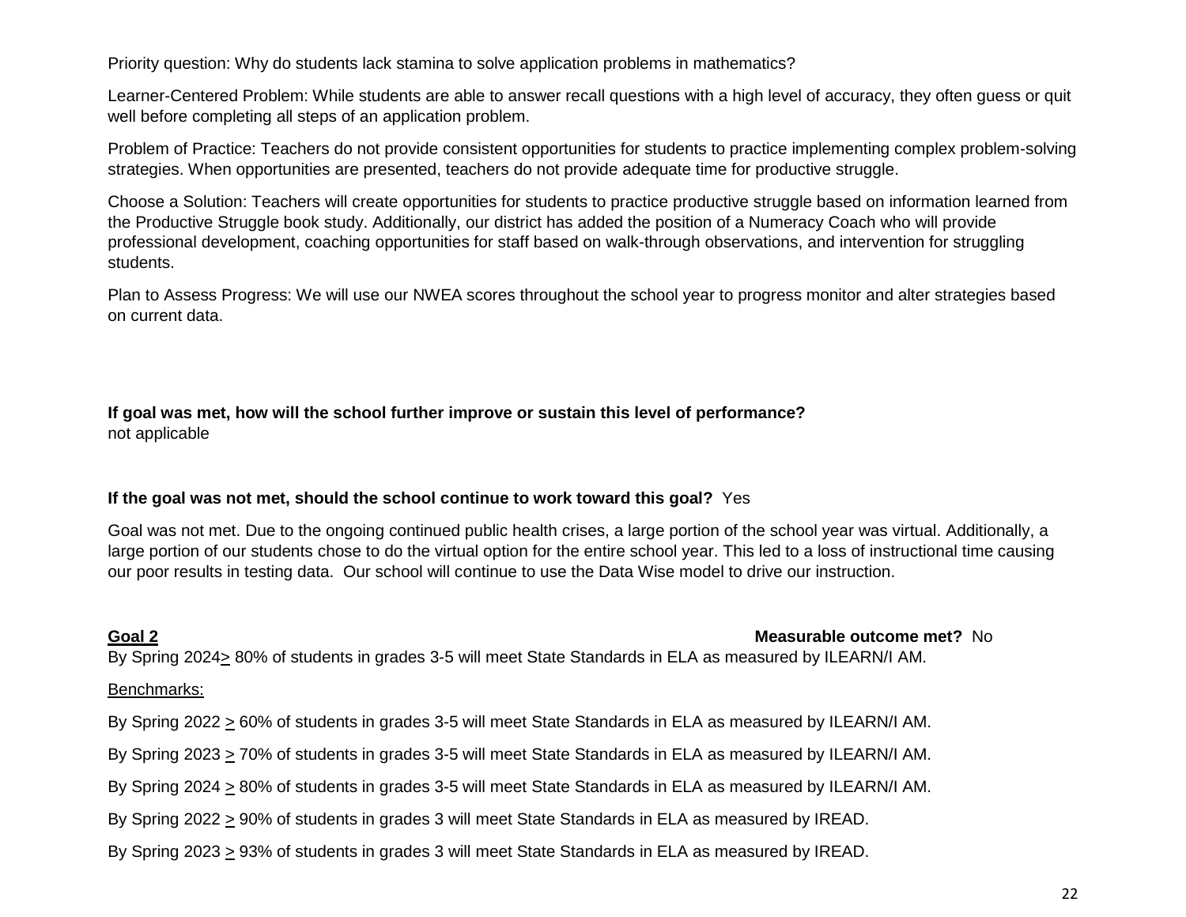Priority question: Why do students lack stamina to solve application problems in mathematics?

Learner-Centered Problem: While students are able to answer recall questions with a high level of accuracy, they often guess or quit well before completing all steps of an application problem.

Problem of Practice: Teachers do not provide consistent opportunities for students to practice implementing complex problem-solving strategies. When opportunities are presented, teachers do not provide adequate time for productive struggle.

Choose a Solution: Teachers will create opportunities for students to practice productive struggle based on information learned from the Productive Struggle book study. Additionally, our district has added the position of a Numeracy Coach who will provide professional development, coaching opportunities for staff based on walk-through observations, and intervention for struggling students.

Plan to Assess Progress: We will use our NWEA scores throughout the school year to progress monitor and alter strategies based on current data.

**If goal was met, how will the school further improve or sustain this level of performance?**
not applicable

**If the goal was not met, should the school continue to work toward this goal?** Yes

Goal was not met. Due to the ongoing continued public health crises, a large portion of the school year was virtual. Additionally, a large portion of our students chose to do the virtual option for the entire school year. This led to a loss of instructional time causing our poor results in testing data. Our school will continue to use the Data Wise model to drive our instruction.

**Goal 2** **Measurable outcome met?** No

By Spring 2024 ≥ 80% of students in grades 3-5 will meet State Standards in ELA as measured by ILEARN/I AM.

Benchmarks:

By Spring 2022 ≥ 60% of students in grades 3-5 will meet State Standards in ELA as measured by ILEARN/I AM.

By Spring 2023 ≥ 70% of students in grades 3-5 will meet State Standards in ELA as measured by ILEARN/I AM.

By Spring 2024 ≥ 80% of students in grades 3-5 will meet State Standards in ELA as measured by ILEARN/I AM.

By Spring 2022 ≥ 90% of students in grades 3 will meet State Standards in ELA as measured by IREAD.

By Spring 2023 ≥ 93% of students in grades 3 will meet State Standards in ELA as measured by IREAD.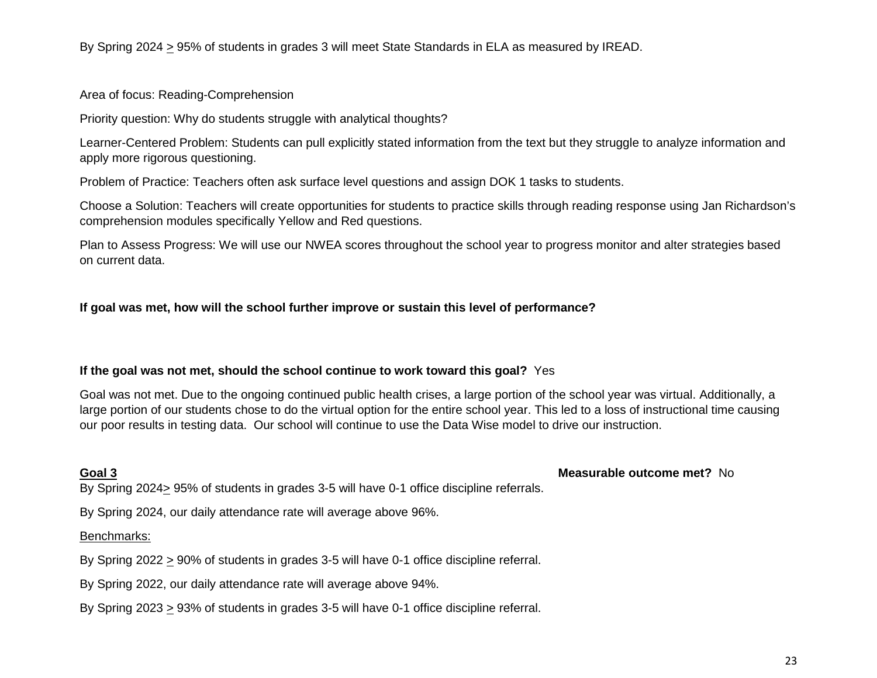By Spring 2024 ≥ 95% of students in grades 3 will meet State Standards in ELA as measured by IREAD.

Area of focus: Reading-Comprehension

Priority question: Why do students struggle with analytical thoughts?

Learner-Centered Problem: Students can pull explicitly stated information from the text but they struggle to analyze information and apply more rigorous questioning.

Problem of Practice: Teachers often ask surface level questions and assign DOK 1 tasks to students.

Choose a Solution: Teachers will create opportunities for students to practice skills through reading response using Jan Richardson's comprehension modules specifically Yellow and Red questions.

Plan to Assess Progress: We will use our NWEA scores throughout the school year to progress monitor and alter strategies based on current data.

**If goal was met, how will the school further improve or sustain this level of performance?**

**If the goal was not met, should the school continue to work toward this goal?** Yes

Goal was not met. Due to the ongoing continued public health crises, a large portion of the school year was virtual. Additionally, a large portion of our students chose to do the virtual option for the entire school year. This led to a loss of instructional time causing our poor results in testing data. Our school will continue to use the Data Wise model to drive our instruction.

**Goal 3** **Measurable outcome met?** No

By Spring 2024 ≥ 95% of students in grades 3-5 will have 0-1 office discipline referrals.

By Spring 2024, our daily attendance rate will average above 96%.

Benchmarks:

By Spring 2022 ≥ 90% of students in grades 3-5 will have 0-1 office discipline referral.

By Spring 2022, our daily attendance rate will average above 94%.

By Spring 2023 ≥ 93% of students in grades 3-5 will have 0-1 office discipline referral.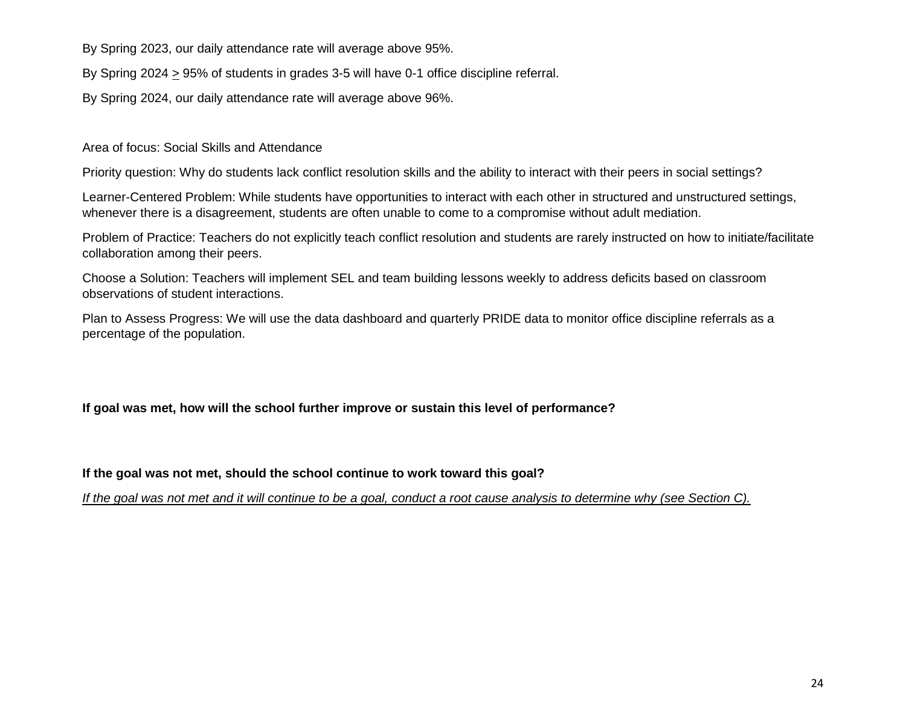By Spring 2023, our daily attendance rate will average above 95%.

By Spring 2024 $\geq$ 95% of students in grades 3-5 will have 0-1 office discipline referral.

By Spring 2024, our daily attendance rate will average above 96%.

Area of focus: Social Skills and Attendance

Priority question: Why do students lack conflict resolution skills and the ability to interact with their peers in social settings?

Learner-Centered Problem: While students have opportunities to interact with each other in structured and unstructured settings, whenever there is a disagreement, students are often unable to come to a compromise without adult mediation.

Problem of Practice: Teachers do not explicitly teach conflict resolution and students are rarely instructed on how to initiate/facilitate collaboration among their peers.

Choose a Solution: Teachers will implement SEL and team building lessons weekly to address deficits based on classroom observations of student interactions.

Plan to Assess Progress: We will use the data dashboard and quarterly PRIDE data to monitor office discipline referrals as a percentage of the population.

**If goal was met, how will the school further improve or sustain this level of performance?**

**If the goal was not met, should the school continue to work toward this goal?**

*If the goal was not met and it will continue to be a goal, conduct a root cause analysis to determine why (see Section C).*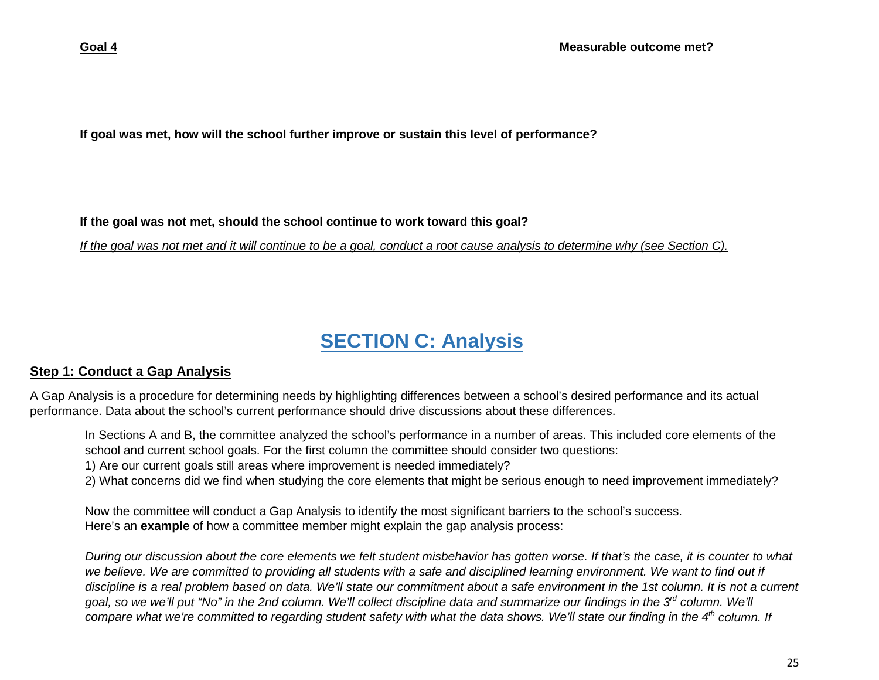**Goal 4** **Measurable outcome met?**

**If goal was met, how will the school further improve or sustain this level of performance?**

**If the goal was not met, should the school continue to work toward this goal?**

*If the goal was not met and it will continue to be a goal, conduct a root cause analysis to determine why (see Section C).*

# SECTION C: Analysis

## Step 1: Conduct a Gap Analysis

A Gap Analysis is a procedure for determining needs by highlighting differences between a school's desired performance and its actual performance. Data about the school's current performance should drive discussions about these differences.

In Sections A and B, the committee analyzed the school's performance in a number of areas. This included core elements of the school and current school goals. For the first column the committee should consider two questions:

1) Are our current goals still areas where improvement is needed immediately?
2) What concerns did we find when studying the core elements that might be serious enough to need improvement immediately?

Now the committee will conduct a Gap Analysis to identify the most significant barriers to the school's success.
Here's an **example** of how a committee member might explain the gap analysis process:

*During our discussion about the core elements we felt student misbehavior has gotten worse. If that's the case, it is counter to what we believe. We are committed to providing all students with a safe and disciplined learning environment. We want to find out if discipline is a real problem based on data. We'll state our commitment about a safe environment in the 1st column. It is not a current goal, so we we'll put "No" in the 2nd column. We'll collect discipline data and summarize our findings in the 3rd column. We'll compare what we're committed to regarding student safety with what the data shows. We'll state our finding in the 4th column. If*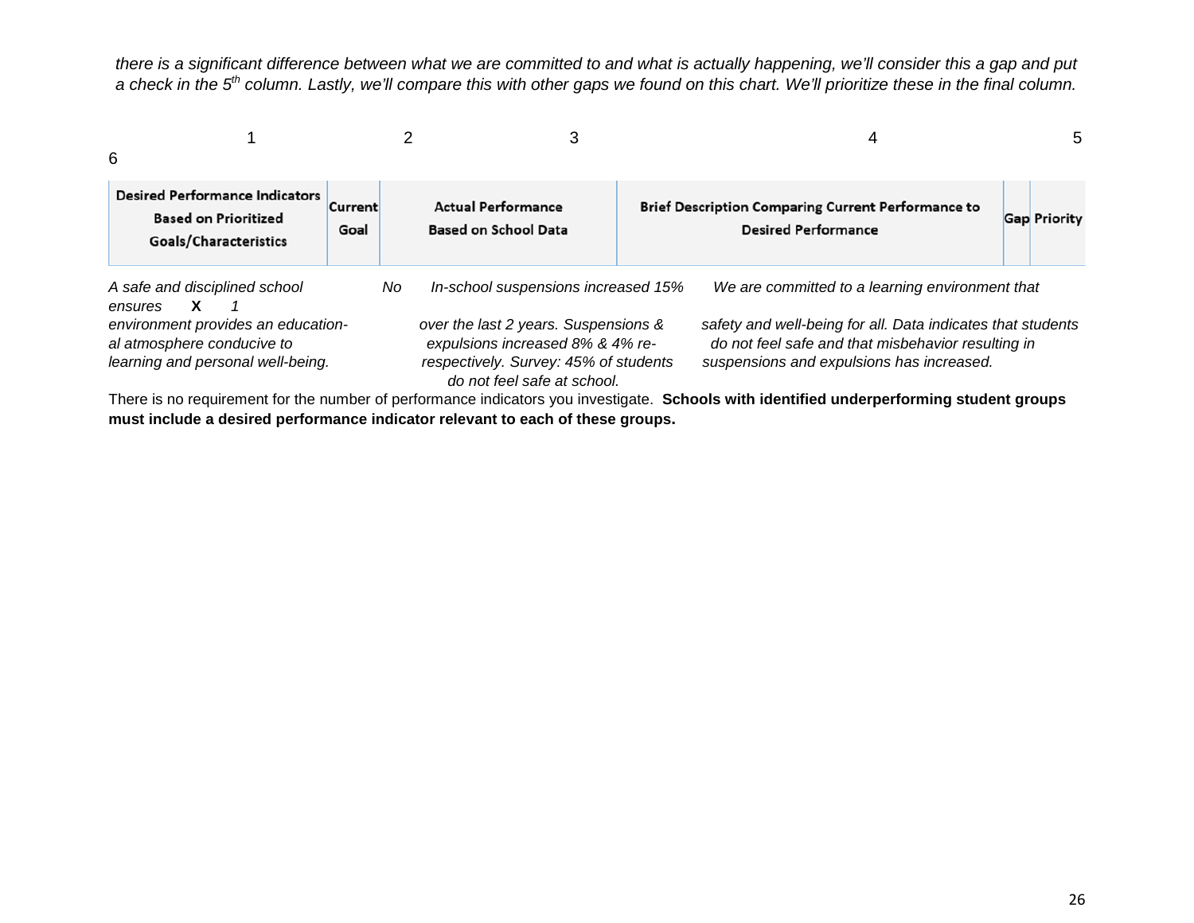*there is a significant difference between what we are committed to and what is actually happening, we'll consider this a gap and put a check in the 5th column. Lastly, we'll compare this with other gaps we found on this chart. We'll prioritize these in the final column.*

| 1 | 2 | 3 | 4 | 5 | 6 |
|---|---|---|---|---|---|
| **Desired Performance Indicators Based on Prioritized Goals/Characteristics** | **Current Goal** | **Actual Performance Based on School Data** | **Brief Description Comparing Current Performance to Desired Performance** | **Gap** | **Priority** |
| *A safe and disciplined school environment provides an educational atmosphere conducive to learning and personal well-being.* | *No* | *In-school suspensions increased 15% over the last 2 years. Suspensions & expulsions increased 8% & 4% respectively. Survey: 45% of students do not feel safe at school.* | *We are committed to a learning environment that ensures safety and well-being for all. Data indicates that students do not feel safe and that misbehavior resulting in suspensions and expulsions has increased.* | **X** | *1* |

There is no requirement for the number of performance indicators you investigate. **Schools with identified underperforming student groups must include a desired performance indicator relevant to each of these groups.**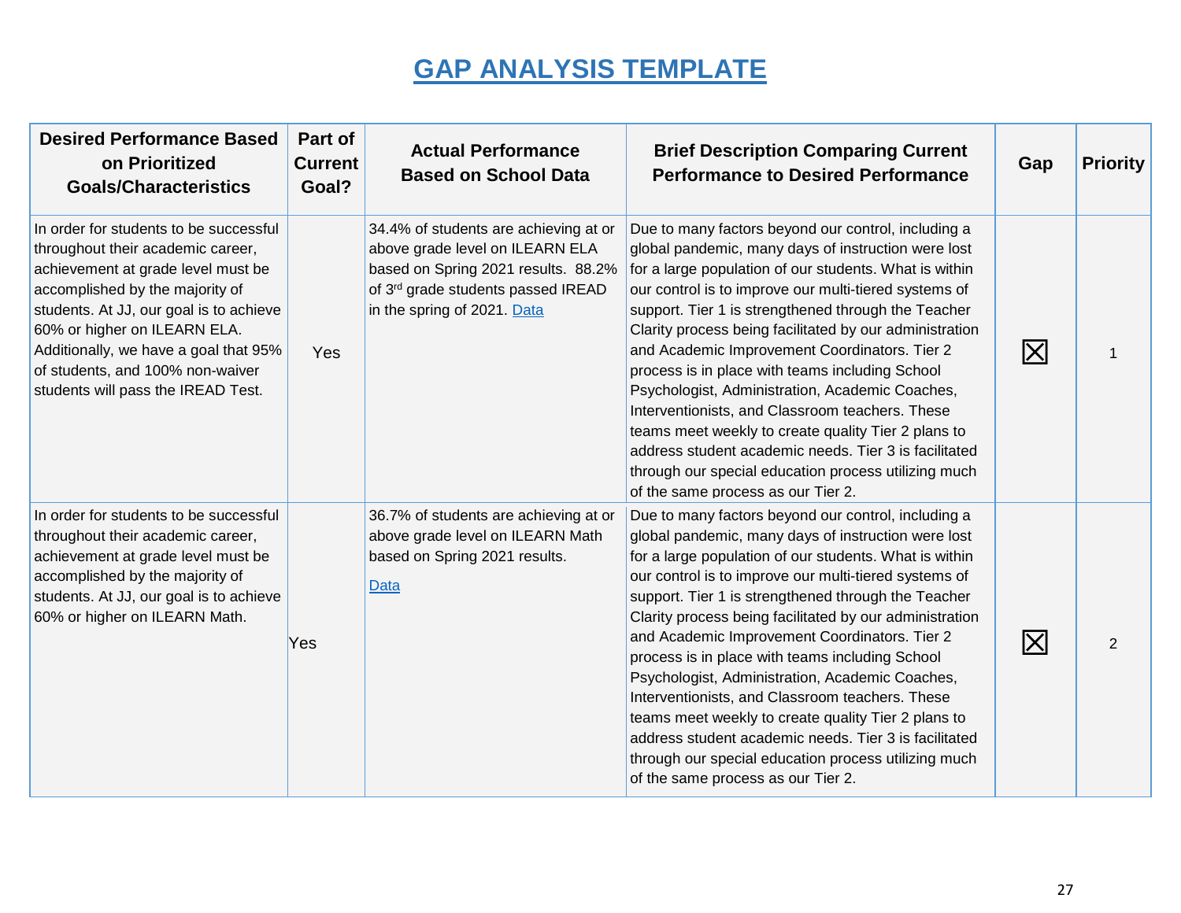# GAP ANALYSIS TEMPLATE

| Desired Performance Based on Prioritized Goals/Characteristics | Part of Current Goal? | Actual Performance Based on School Data | Brief Description Comparing Current Performance to Desired Performance | Gap | Priority |
|---|---|---|---|---|---|
| In order for students to be successful throughout their academic career, achievement at grade level must be accomplished by the majority of students. At JJ, our goal is to achieve 60% or higher on ILEARN ELA. Additionally, we have a goal that 95% of students, and 100% non-waiver students will pass the IREAD Test. | Yes | 34.4% of students are achieving at or above grade level on ILEARN ELA based on Spring 2021 results. 88.2% of 3rd grade students passed IREAD in the spring of 2021. Data | Due to many factors beyond our control, including a global pandemic, many days of instruction were lost for a large population of our students. What is within our control is to improve our multi-tiered systems of support. Tier 1 is strengthened through the Teacher Clarity process being facilitated by our administration and Academic Improvement Coordinators. Tier 2 process is in place with teams including School Psychologist, Administration, Academic Coaches, Interventionists, and Classroom teachers. These teams meet weekly to create quality Tier 2 plans to address student academic needs. Tier 3 is facilitated through our special education process utilizing much of the same process as our Tier 2. | ☒ | 1 |
| In order for students to be successful throughout their academic career, achievement at grade level must be accomplished by the majority of students. At JJ, our goal is to achieve 60% or higher on ILEARN Math. | Yes | 36.7% of students are achieving at or above grade level on ILEARN Math based on Spring 2021 results. Data | Due to many factors beyond our control, including a global pandemic, many days of instruction were lost for a large population of our students. What is within our control is to improve our multi-tiered systems of support. Tier 1 is strengthened through the Teacher Clarity process being facilitated by our administration and Academic Improvement Coordinators. Tier 2 process is in place with teams including School Psychologist, Administration, Academic Coaches, Interventionists, and Classroom teachers. These teams meet weekly to create quality Tier 2 plans to address student academic needs. Tier 3 is facilitated through our special education process utilizing much of the same process as our Tier 2. | ☒ | 2 |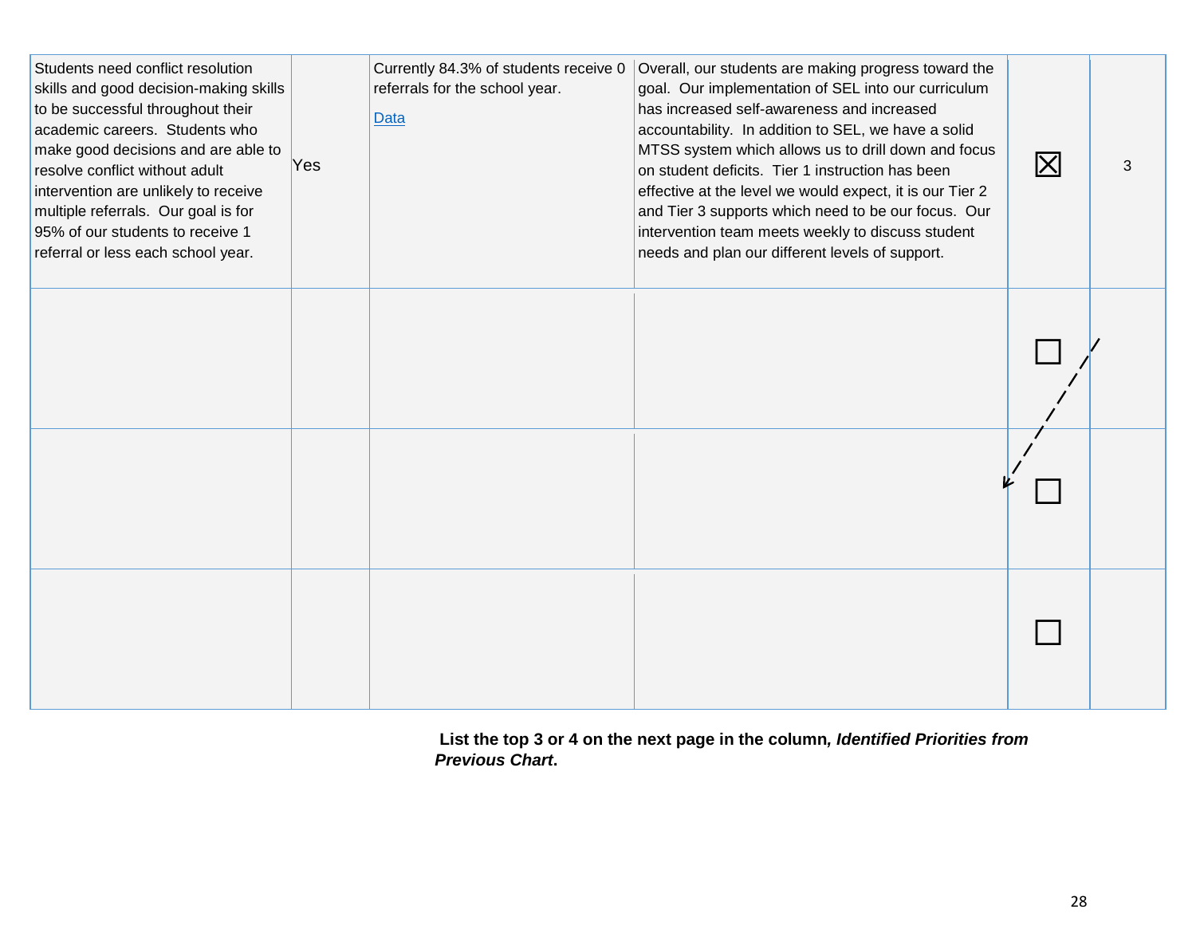| | | | | | |
|---|---|---|---|---|---|
| Students need conflict resolution skills and good decision-making skills to be successful throughout their academic careers. Students who make good decisions and are able to resolve conflict without adult intervention are unlikely to receive multiple referrals. Our goal is for 95% of our students to receive 1 referral or less each school year. | Yes | Currently 84.3% of students receive 0 referrals for the school year. [Data] | Overall, our students are making progress toward the goal. Our implementation of SEL into our curriculum has increased self-awareness and increased accountability. In addition to SEL, we have a solid MTSS system which allows us to drill down and focus on student deficits. Tier 1 instruction has been effective at the level we would expect, it is our Tier 2 and Tier 3 supports which need to be our focus. Our intervention team meets weekly to discuss student needs and plan our different levels of support. | ☒ | 3 |
| | | | | ☐ | |
| | | | | ☐ | |
| | | | | ☐ | |

**List the top 3 or 4 on the next page in the column, *Identified Priorities from Previous Chart*.**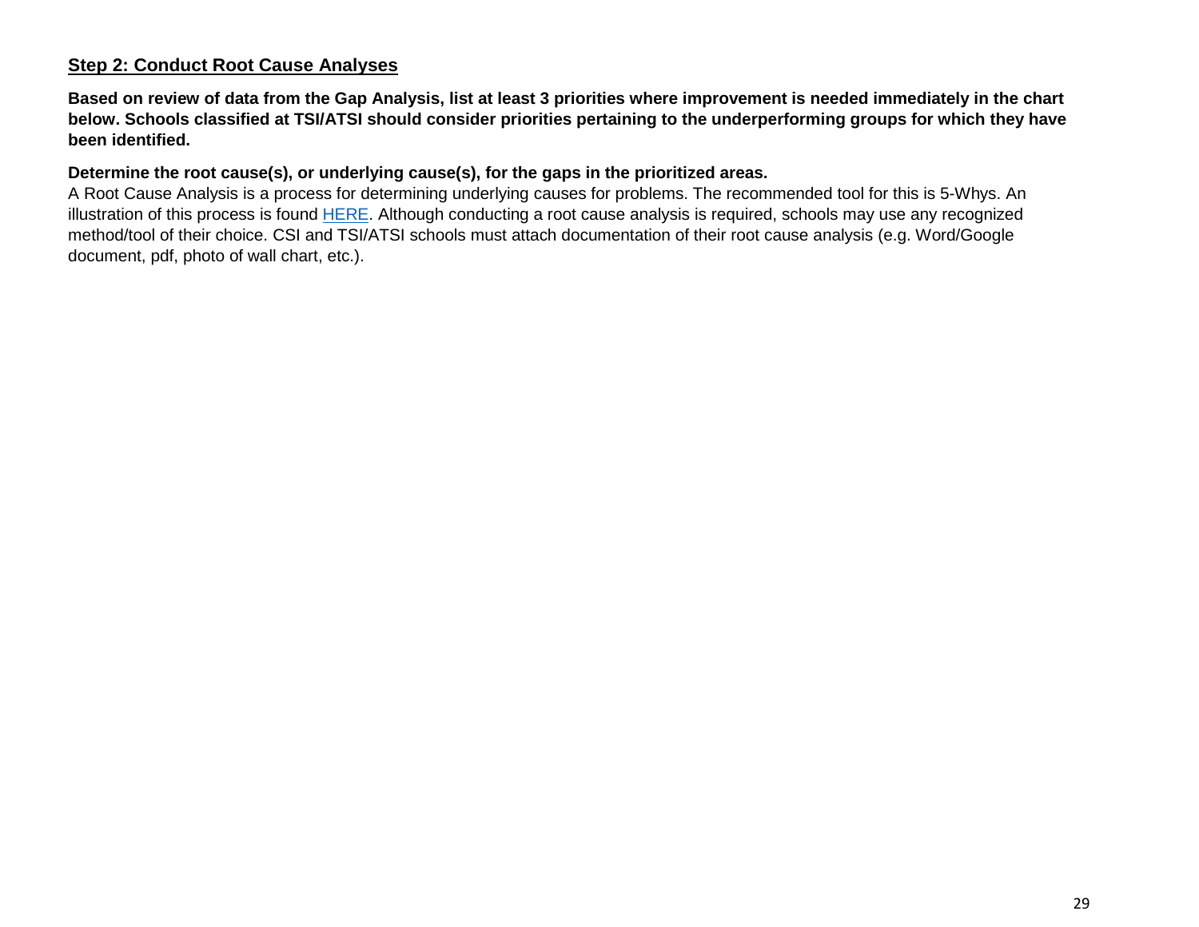## Step 2: Conduct Root Cause Analyses

**Based on review of data from the Gap Analysis, list at least 3 priorities where improvement is needed immediately in the chart below. Schools classified at TSI/ATSI should consider priorities pertaining to the underperforming groups for which they have been identified.**

**Determine the root cause(s), or underlying cause(s), for the gaps in the prioritized areas.**

A Root Cause Analysis is a process for determining underlying causes for problems. The recommended tool for this is 5-Whys. An illustration of this process is found HERE. Although conducting a root cause analysis is required, schools may use any recognized method/tool of their choice. CSI and TSI/ATSI schools must attach documentation of their root cause analysis (e.g. Word/Google document, pdf, photo of wall chart, etc.).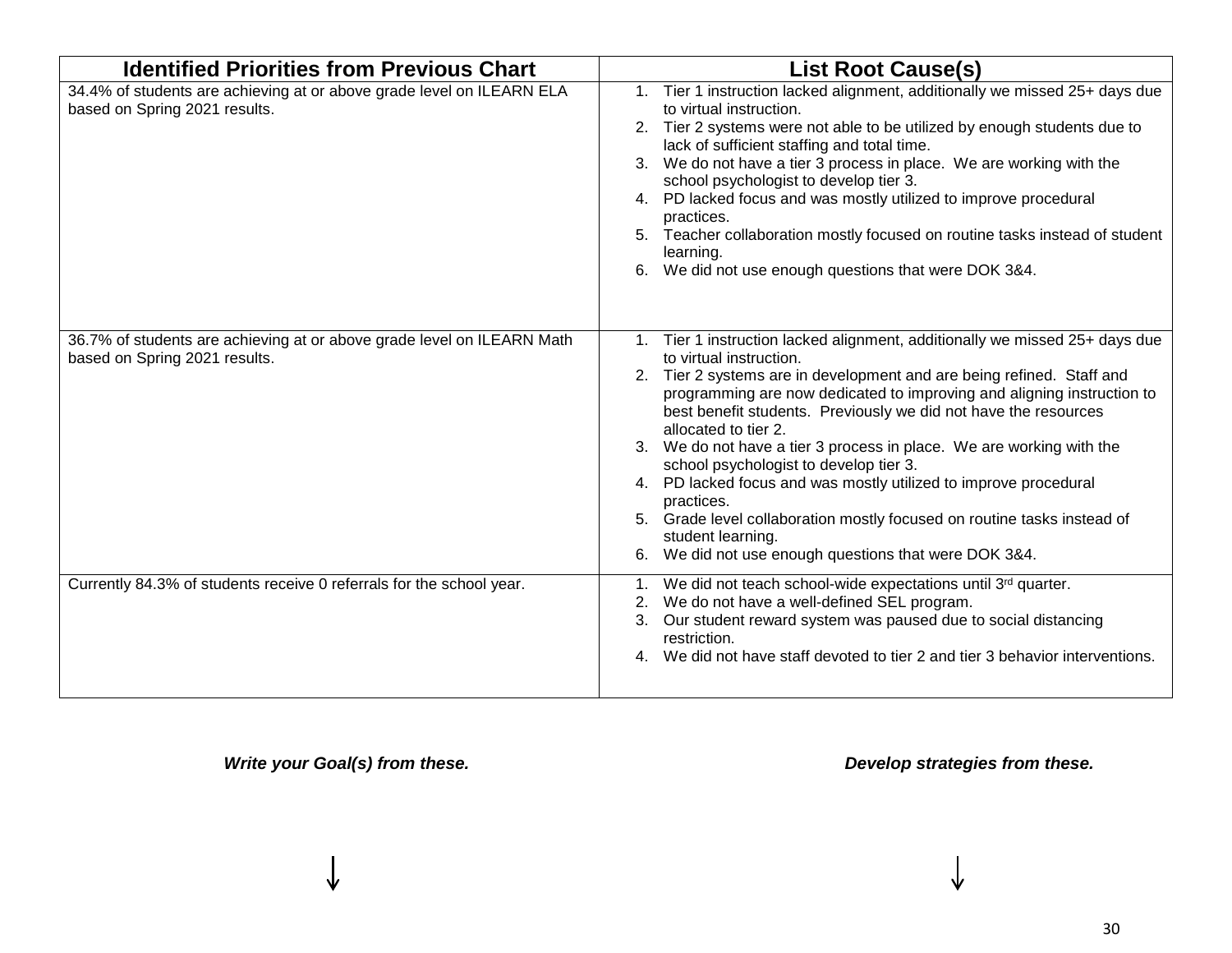| Identified Priorities from Previous Chart | List Root Cause(s) |
|---|---|
| 34.4% of students are achieving at or above grade level on ILEARN ELA based on Spring 2021 results. | 1. Tier 1 instruction lacked alignment, additionally we missed 25+ days due to virtual instruction.<br>2. Tier 2 systems were not able to be utilized by enough students due to lack of sufficient staffing and total time.<br>3. We do not have a tier 3 process in place. We are working with the school psychologist to develop tier 3.<br>4. PD lacked focus and was mostly utilized to improve procedural practices.<br>5. Teacher collaboration mostly focused on routine tasks instead of student learning.<br>6. We did not use enough questions that were DOK 3&4. |
| 36.7% of students are achieving at or above grade level on ILEARN Math based on Spring 2021 results. | 1. Tier 1 instruction lacked alignment, additionally we missed 25+ days due to virtual instruction.<br>2. Tier 2 systems are in development and are being refined. Staff and programming are now dedicated to improving and aligning instruction to best benefit students. Previously we did not have the resources allocated to tier 2.<br>3. We do not have a tier 3 process in place. We are working with the school psychologist to develop tier 3.<br>4. PD lacked focus and was mostly utilized to improve procedural practices.<br>5. Grade level collaboration mostly focused on routine tasks instead of student learning.<br>6. We did not use enough questions that were DOK 3&4. |
| Currently 84.3% of students receive 0 referrals for the school year. | 1. We did not teach school-wide expectations until 3rd quarter.<br>2. We do not have a well-defined SEL program.<br>3. Our student reward system was paused due to social distancing restriction.<br>4. We did not have staff devoted to tier 2 and tier 3 behavior interventions. |

***Write your Goal(s) from these.*** ↓

***Develop strategies from these.*** ↓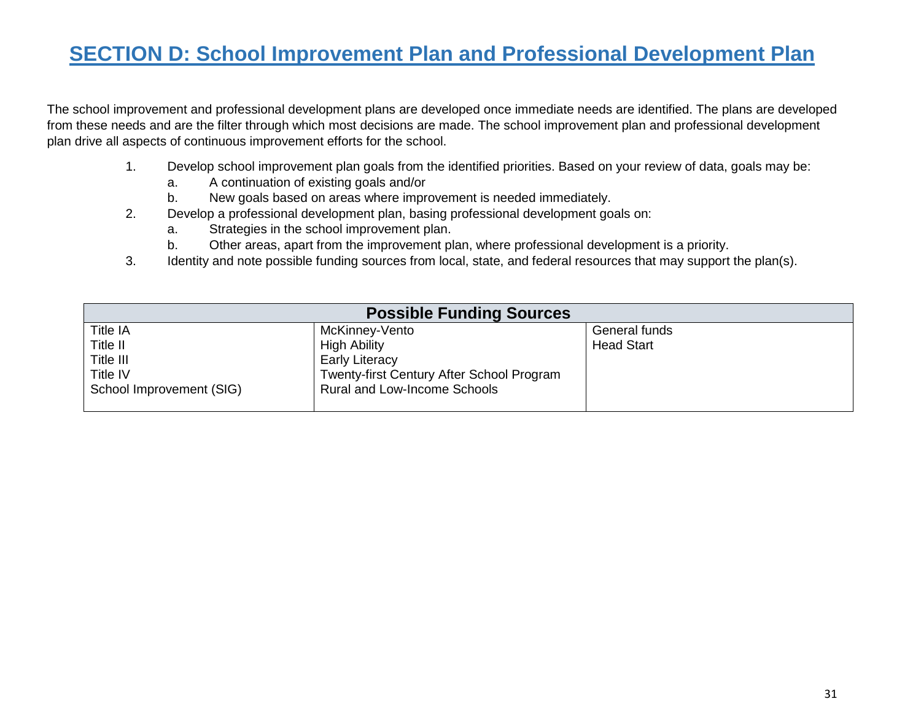## SECTION D: School Improvement Plan and Professional Development Plan

The school improvement and professional development plans are developed once immediate needs are identified. The plans are developed from these needs and are the filter through which most decisions are made. The school improvement plan and professional development plan drive all aspects of continuous improvement efforts for the school.

1. Develop school improvement plan goals from the identified priorities. Based on your review of data, goals may be:
   a. A continuation of existing goals and/or
   b. New goals based on areas where improvement is needed immediately.
2. Develop a professional development plan, basing professional development goals on:
   a. Strategies in the school improvement plan.
   b. Other areas, apart from the improvement plan, where professional development is a priority.
3. Identity and note possible funding sources from local, state, and federal resources that may support the plan(s).

| **Possible Funding Sources** | | |
|---|---|---|
| Title IA<br>Title II<br>Title III<br>Title IV<br>School Improvement (SIG) | McKinney-Vento<br>High Ability<br>Early Literacy<br>Twenty-first Century After School Program<br>Rural and Low-Income Schools | General funds<br>Head Start |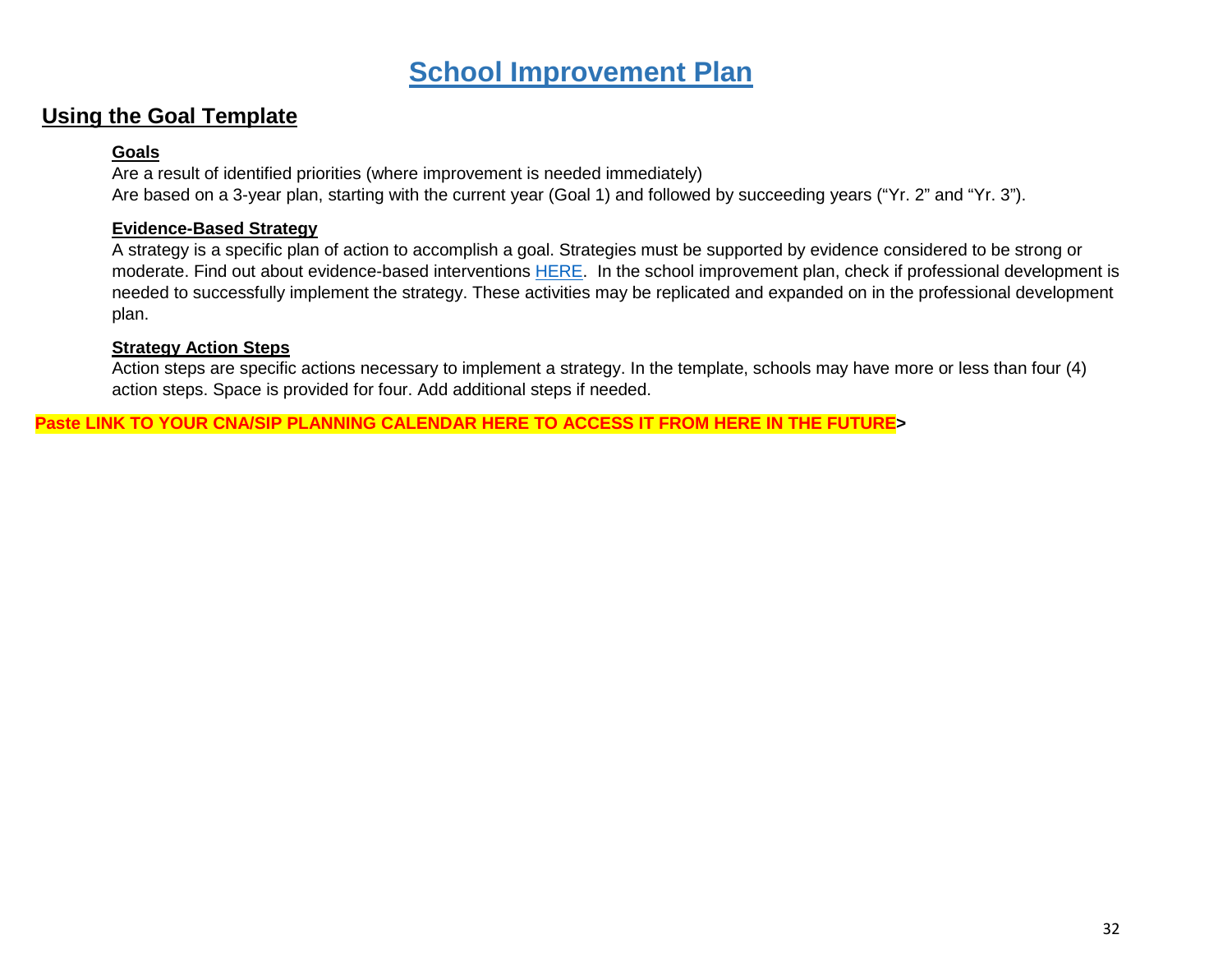# School Improvement Plan

## Using the Goal Template

### Goals

Are a result of identified priorities (where improvement is needed immediately)
Are based on a 3-year plan, starting with the current year (Goal 1) and followed by succeeding years ("Yr. 2" and "Yr. 3").

### Evidence-Based Strategy

A strategy is a specific plan of action to accomplish a goal. Strategies must be supported by evidence considered to be strong or moderate. Find out about evidence-based interventions HERE. In the school improvement plan, check if professional development is needed to successfully implement the strategy. These activities may be replicated and expanded on in the professional development plan.

### Strategy Action Steps

Action steps are specific actions necessary to implement a strategy. In the template, schools may have more or less than four (4) action steps. Space is provided for four. Add additional steps if needed.

**Paste LINK TO YOUR CNA/SIP PLANNING CALENDAR HERE TO ACCESS IT FROM HERE IN THE FUTURE>**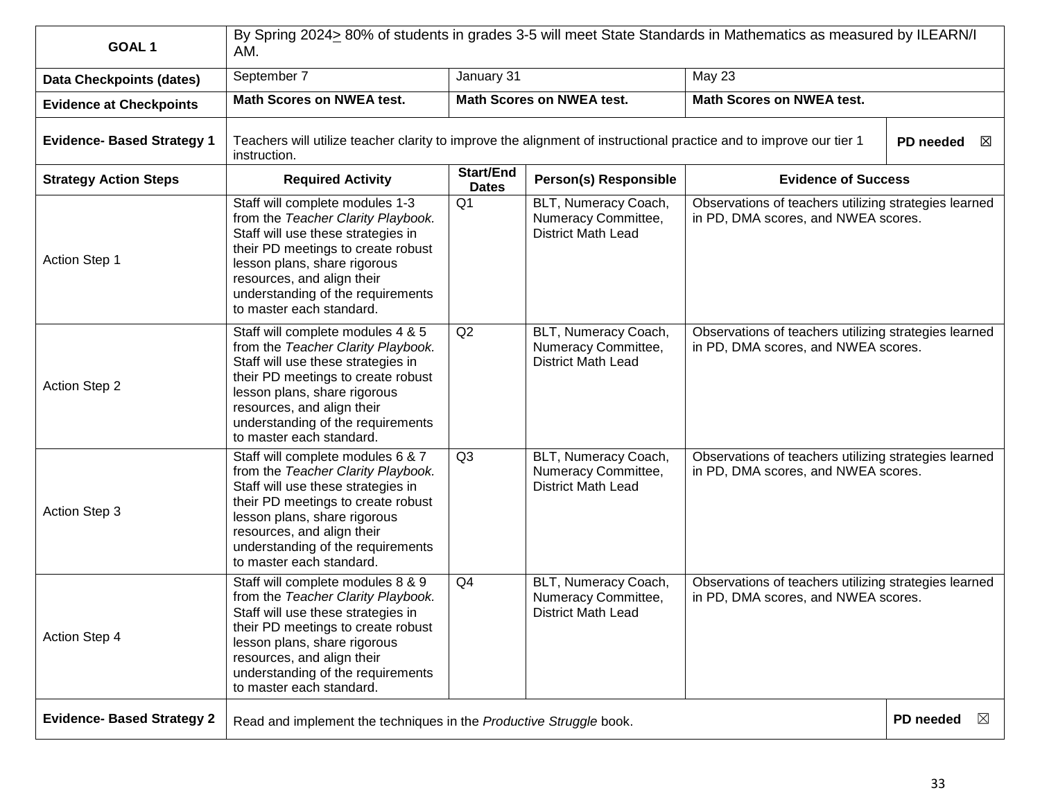| **GOAL 1** | By Spring 2024≥ 80% of students in grades 3-5 will meet State Standards in Mathematics as measured by ILEARN/I AM. | | | | |
|---|---|---|---|---|---|
| **Data Checkpoints (dates)** | September 7 | January 31 | | May 23 | |
| **Evidence at Checkpoints** | **Math Scores on NWEA test.** | **Math Scores on NWEA test.** | | **Math Scores on NWEA test.** | |
| **Evidence- Based Strategy 1** | Teachers will utilize teacher clarity to improve the alignment of instructional practice and to improve our tier 1 instruction. | | | | **PD needed** ☒ |
| **Strategy Action Steps** | **Required Activity** | **Start/End Dates** | **Person(s) Responsible** | **Evidence of Success** | |
| Action Step 1 | Staff will complete modules 1-3 from the *Teacher Clarity Playbook.* Staff will use these strategies in their PD meetings to create robust lesson plans, share rigorous resources, and align their understanding of the requirements to master each standard. | Q1 | BLT, Numeracy Coach, Numeracy Committee, District Math Lead | Observations of teachers utilizing strategies learned in PD, DMA scores, and NWEA scores. | |
| Action Step 2 | Staff will complete modules 4 & 5 from the *Teacher Clarity Playbook.* Staff will use these strategies in their PD meetings to create robust lesson plans, share rigorous resources, and align their understanding of the requirements to master each standard. | Q2 | BLT, Numeracy Coach, Numeracy Committee, District Math Lead | Observations of teachers utilizing strategies learned in PD, DMA scores, and NWEA scores. | |
| Action Step 3 | Staff will complete modules 6 & 7 from the *Teacher Clarity Playbook.* Staff will use these strategies in their PD meetings to create robust lesson plans, share rigorous resources, and align their understanding of the requirements to master each standard. | Q3 | BLT, Numeracy Coach, Numeracy Committee, District Math Lead | Observations of teachers utilizing strategies learned in PD, DMA scores, and NWEA scores. | |
| Action Step 4 | Staff will complete modules 8 & 9 from the *Teacher Clarity Playbook.* Staff will use these strategies in their PD meetings to create robust lesson plans, share rigorous resources, and align their understanding of the requirements to master each standard. | Q4 | BLT, Numeracy Coach, Numeracy Committee, District Math Lead | Observations of teachers utilizing strategies learned in PD, DMA scores, and NWEA scores. | |
| **Evidence- Based Strategy 2** | Read and implement the techniques in the *Productive Struggle* book. | | | | **PD needed** ☒ |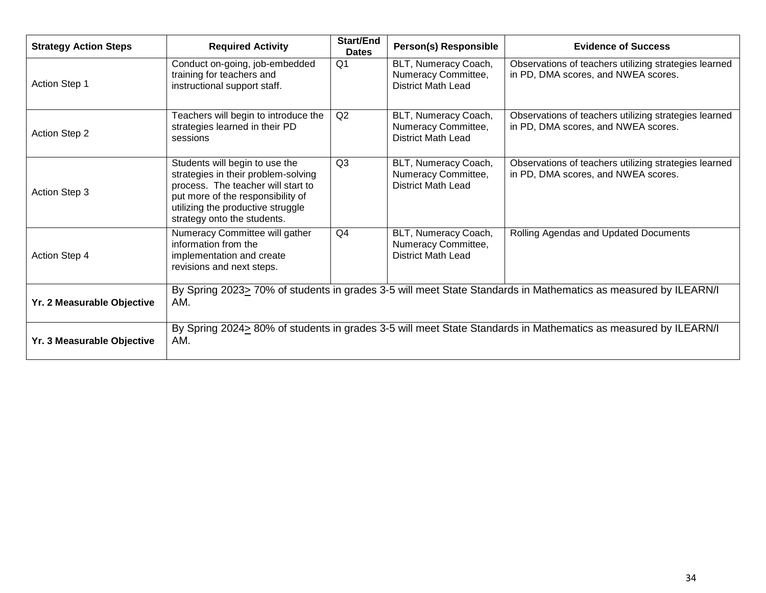| Strategy Action Steps | Required Activity | Start/End Dates | Person(s) Responsible | Evidence of Success |
|---|---|---|---|---|
| Action Step 1 | Conduct on-going, job-embedded training for teachers and instructional support staff. | Q1 | BLT, Numeracy Coach, Numeracy Committee, District Math Lead | Observations of teachers utilizing strategies learned in PD, DMA scores, and NWEA scores. |
| Action Step 2 | Teachers will begin to introduce the strategies learned in their PD sessions | Q2 | BLT, Numeracy Coach, Numeracy Committee, District Math Lead | Observations of teachers utilizing strategies learned in PD, DMA scores, and NWEA scores. |
| Action Step 3 | Students will begin to use the strategies in their problem-solving process. The teacher will start to put more of the responsibility of utilizing the productive struggle strategy onto the students. | Q3 | BLT, Numeracy Coach, Numeracy Committee, District Math Lead | Observations of teachers utilizing strategies learned in PD, DMA scores, and NWEA scores. |
| Action Step 4 | Numeracy Committee will gather information from the implementation and create revisions and next steps. | Q4 | BLT, Numeracy Coach, Numeracy Committee, District Math Lead | Rolling Agendas and Updated Documents |
| **Yr. 2 Measurable Objective** | By Spring 2023≥ 70% of students in grades 3-5 will meet State Standards in Mathematics as measured by ILEARN/I AM. | | | |
| **Yr. 3 Measurable Objective** | By Spring 2024≥ 80% of students in grades 3-5 will meet State Standards in Mathematics as measured by ILEARN/I AM. | | | |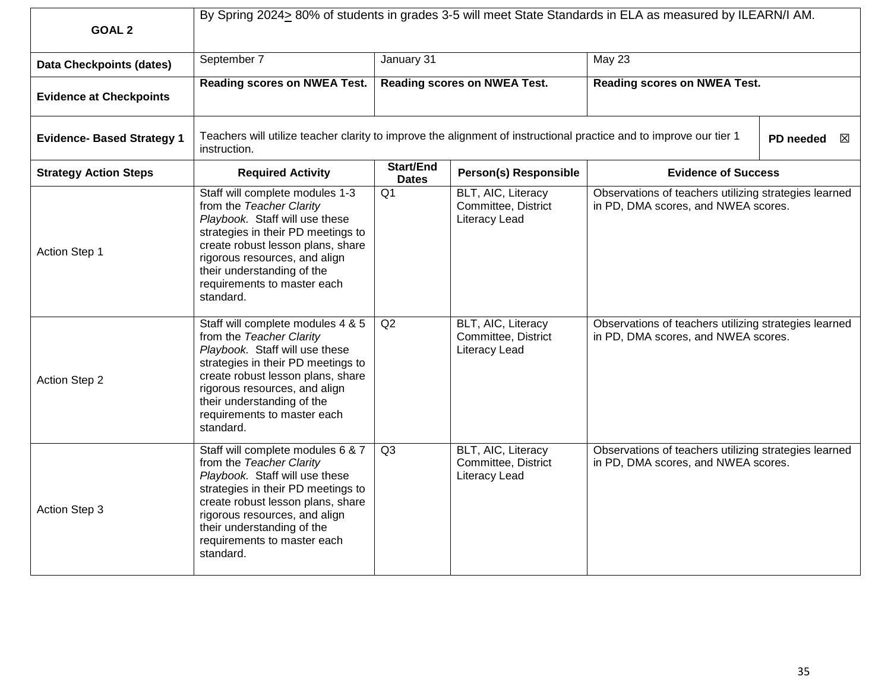| **GOAL 2** | By Spring 2024 $\geq$ 80% of students in grades 3-5 will meet State Standards in ELA as measured by ILEARN/I AM. | | | |
|---|---|---|---|---|
| **Data Checkpoints (dates)** | September 7 | January 31 | | May 23 |
| **Evidence at Checkpoints** | **Reading scores on NWEA Test.** | **Reading scores on NWEA Test.** | | **Reading scores on NWEA Test.** |
| **Evidence- Based Strategy 1** | Teachers will utilize teacher clarity to improve the alignment of instructional practice and to improve our tier 1 instruction. | | | **PD needed** ☒ |
| **Strategy Action Steps** | **Required Activity** | **Start/End Dates** | **Person(s) Responsible** | **Evidence of Success** |
| Action Step 1 | Staff will complete modules 1-3 from the *Teacher Clarity Playbook.* Staff will use these strategies in their PD meetings to create robust lesson plans, share rigorous resources, and align their understanding of the requirements to master each standard. | Q1 | BLT, AIC, Literacy Committee, District Literacy Lead | Observations of teachers utilizing strategies learned in PD, DMA scores, and NWEA scores. |
| Action Step 2 | Staff will complete modules 4 & 5 from the *Teacher Clarity Playbook.* Staff will use these strategies in their PD meetings to create robust lesson plans, share rigorous resources, and align their understanding of the requirements to master each standard. | Q2 | BLT, AIC, Literacy Committee, District Literacy Lead | Observations of teachers utilizing strategies learned in PD, DMA scores, and NWEA scores. |
| Action Step 3 | Staff will complete modules 6 & 7 from the *Teacher Clarity Playbook.* Staff will use these strategies in their PD meetings to create robust lesson plans, share rigorous resources, and align their understanding of the requirements to master each standard. | Q3 | BLT, AIC, Literacy Committee, District Literacy Lead | Observations of teachers utilizing strategies learned in PD, DMA scores, and NWEA scores. |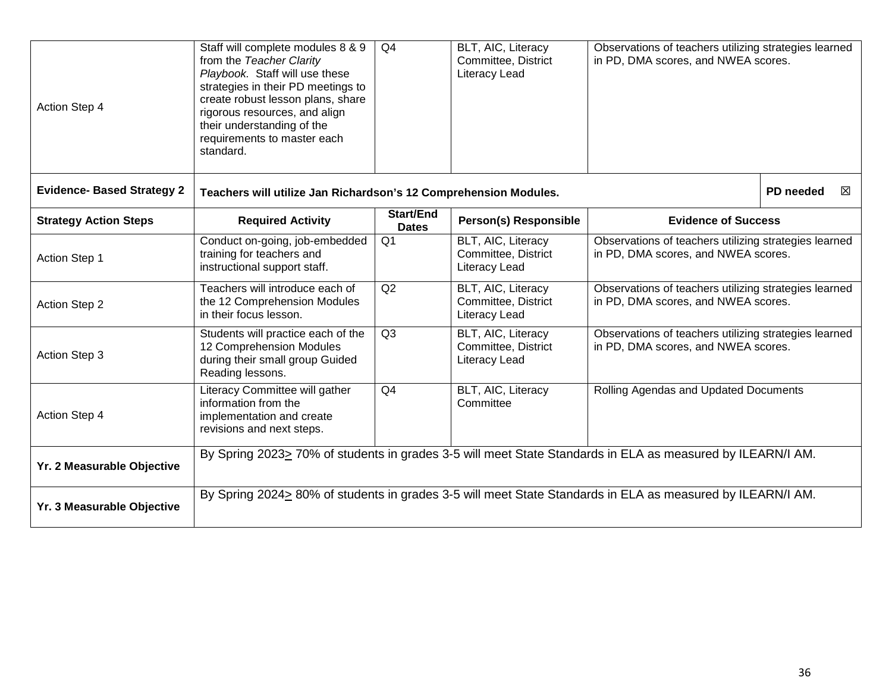| | | | | | |
|---|---|---|---|---|---|
| Action Step 4 | Staff will complete modules 8 & 9 from the *Teacher Clarity Playbook.* Staff will use these strategies in their PD meetings to create robust lesson plans, share rigorous resources, and align their understanding of the requirements to master each standard. | Q4 | BLT, AIC, Literacy Committee, District Literacy Lead | Observations of teachers utilizing strategies learned in PD, DMA scores, and NWEA scores. | |
| **Evidence- Based Strategy 2** | **Teachers will utilize Jan Richardson's 12 Comprehension Modules.** | | | | **PD needed** ☒ |
| **Strategy Action Steps** | **Required Activity** | **Start/End Dates** | **Person(s) Responsible** | **Evidence of Success** | |
| Action Step 1 | Conduct on-going, job-embedded training for teachers and instructional support staff. | Q1 | BLT, AIC, Literacy Committee, District Literacy Lead | Observations of teachers utilizing strategies learned in PD, DMA scores, and NWEA scores. | |
| Action Step 2 | Teachers will introduce each of the 12 Comprehension Modules in their focus lesson. | Q2 | BLT, AIC, Literacy Committee, District Literacy Lead | Observations of teachers utilizing strategies learned in PD, DMA scores, and NWEA scores. | |
| Action Step 3 | Students will practice each of the 12 Comprehension Modules during their small group Guided Reading lessons. | Q3 | BLT, AIC, Literacy Committee, District Literacy Lead | Observations of teachers utilizing strategies learned in PD, DMA scores, and NWEA scores. | |
| Action Step 4 | Literacy Committee will gather information from the implementation and create revisions and next steps. | Q4 | BLT, AIC, Literacy Committee | Rolling Agendas and Updated Documents | |
| **Yr. 2 Measurable Objective** | By Spring 2023≥ 70% of students in grades 3-5 will meet State Standards in ELA as measured by ILEARN/I AM. | | | | |
| **Yr. 3 Measurable Objective** | By Spring 2024≥ 80% of students in grades 3-5 will meet State Standards in ELA as measured by ILEARN/I AM. | | | | |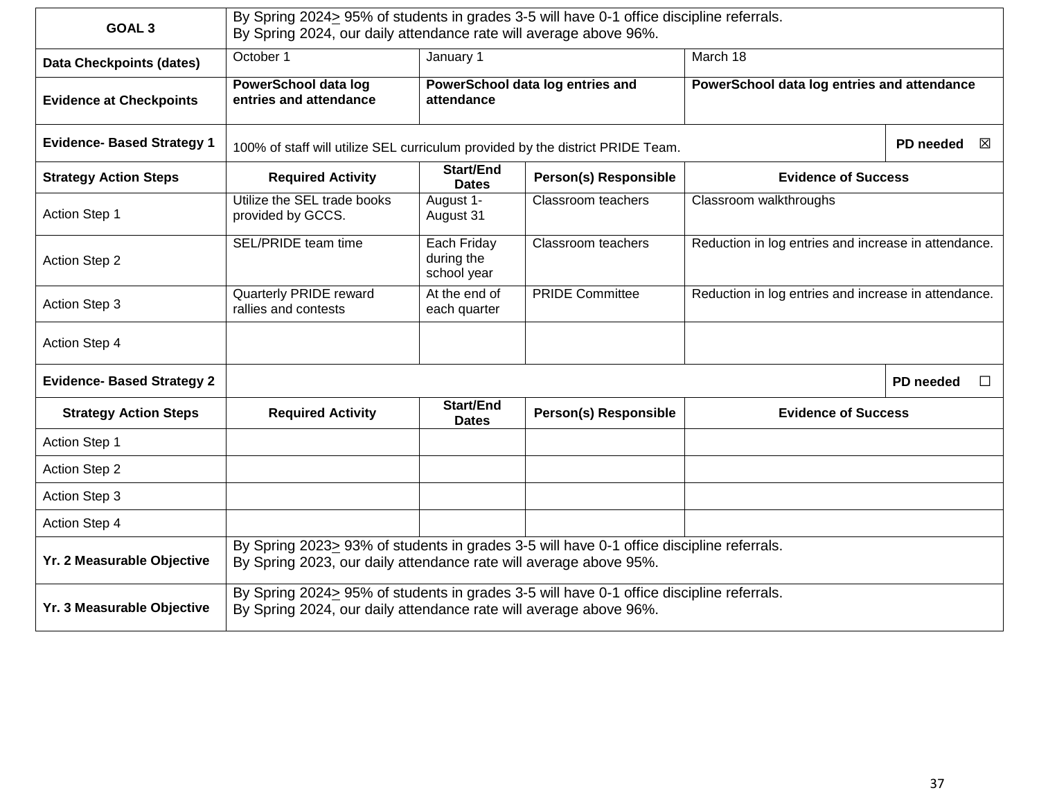| **GOAL 3** | By Spring 2024≥ 95% of students in grades 3-5 will have 0-1 office discipline referrals.<br>By Spring 2024, our daily attendance rate will average above 96%. | | | | |
|---|---|---|---|---|---|
| **Data Checkpoints (dates)** | October 1 | January 1 | | March 18 | |
| **Evidence at Checkpoints** | **PowerSchool data log entries and attendance** | **PowerSchool data log entries and attendance** | | **PowerSchool data log entries and attendance** | |
| **Evidence- Based Strategy 1** | 100% of staff will utilize SEL curriculum provided by the district PRIDE Team. | | | | **PD needed** ☒ |
| **Strategy Action Steps** | **Required Activity** | **Start/End Dates** | **Person(s) Responsible** | **Evidence of Success** | |
| Action Step 1 | Utilize the SEL trade books provided by GCCS. | August 1-August 31 | Classroom teachers | Classroom walkthroughs | |
| Action Step 2 | SEL/PRIDE team time | Each Friday during the school year | Classroom teachers | Reduction in log entries and increase in attendance. | |
| Action Step 3 | Quarterly PRIDE reward rallies and contests | At the end of each quarter | PRIDE Committee | Reduction in log entries and increase in attendance. | |
| Action Step 4 | | | | | |
| **Evidence- Based Strategy 2** | | | | | **PD needed** ☐ |
| **Strategy Action Steps** | **Required Activity** | **Start/End Dates** | **Person(s) Responsible** | **Evidence of Success** | |
| Action Step 1 | | | | | |
| Action Step 2 | | | | | |
| Action Step 3 | | | | | |
| Action Step 4 | | | | | |
| **Yr. 2 Measurable Objective** | By Spring 2023≥ 93% of students in grades 3-5 will have 0-1 office discipline referrals.<br>By Spring 2023, our daily attendance rate will average above 95%. | | | | |
| **Yr. 3 Measurable Objective** | By Spring 2024≥ 95% of students in grades 3-5 will have 0-1 office discipline referrals.<br>By Spring 2024, our daily attendance rate will average above 96%. | | | | |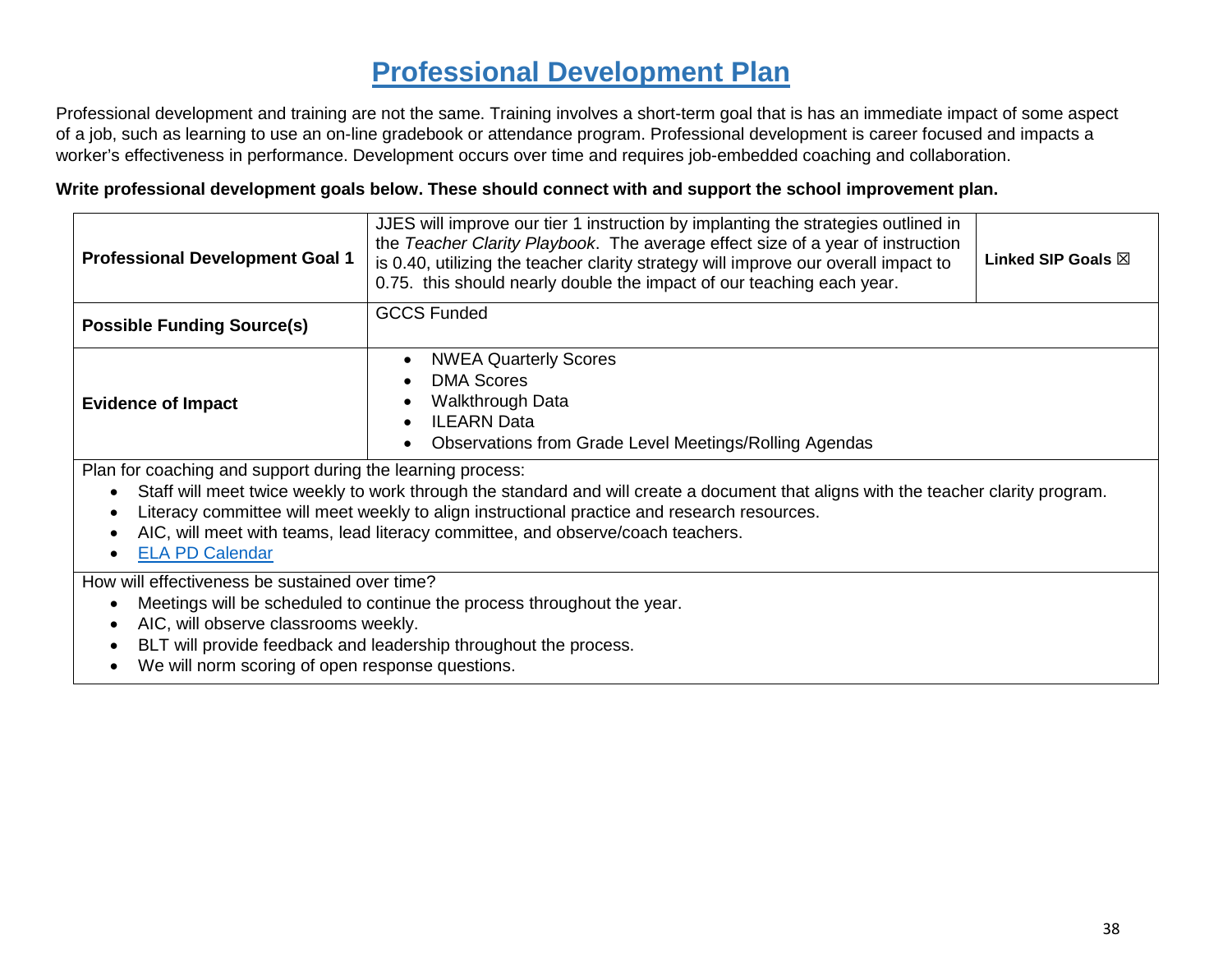# Professional Development Plan

Professional development and training are not the same. Training involves a short-term goal that is has an immediate impact of some aspect of a job, such as learning to use an on-line gradebook or attendance program. Professional development is career focused and impacts a worker's effectiveness in performance. Development occurs over time and requires job-embedded coaching and collaboration.

**Write professional development goals below. These should connect with and support the school improvement plan.**

| **Professional Development Goal 1** | JJES will improve our tier 1 instruction by implanting the strategies outlined in the *Teacher Clarity Playbook*. The average effect size of a year of instruction is 0.40, utilizing the teacher clarity strategy will improve our overall impact to 0.75. this should nearly double the impact of our teaching each year. | **Linked SIP Goals ☒** |
|---|---|---|
| **Possible Funding Source(s)** | GCCS Funded | |
| **Evidence of Impact** | • NWEA Quarterly Scores<br>• DMA Scores<br>• Walkthrough Data<br>• ILEARN Data<br>• Observations from Grade Level Meetings/Rolling Agendas | |

Plan for coaching and support during the learning process:

- Staff will meet twice weekly to work through the standard and will create a document that aligns with the teacher clarity program.
- Literacy committee will meet weekly to align instructional practice and research resources.
- AIC, will meet with teams, lead literacy committee, and observe/coach teachers.
- ELA PD Calendar

How will effectiveness be sustained over time?

- Meetings will be scheduled to continue the process throughout the year.
- AIC, will observe classrooms weekly.
- BLT will provide feedback and leadership throughout the process.
- We will norm scoring of open response questions.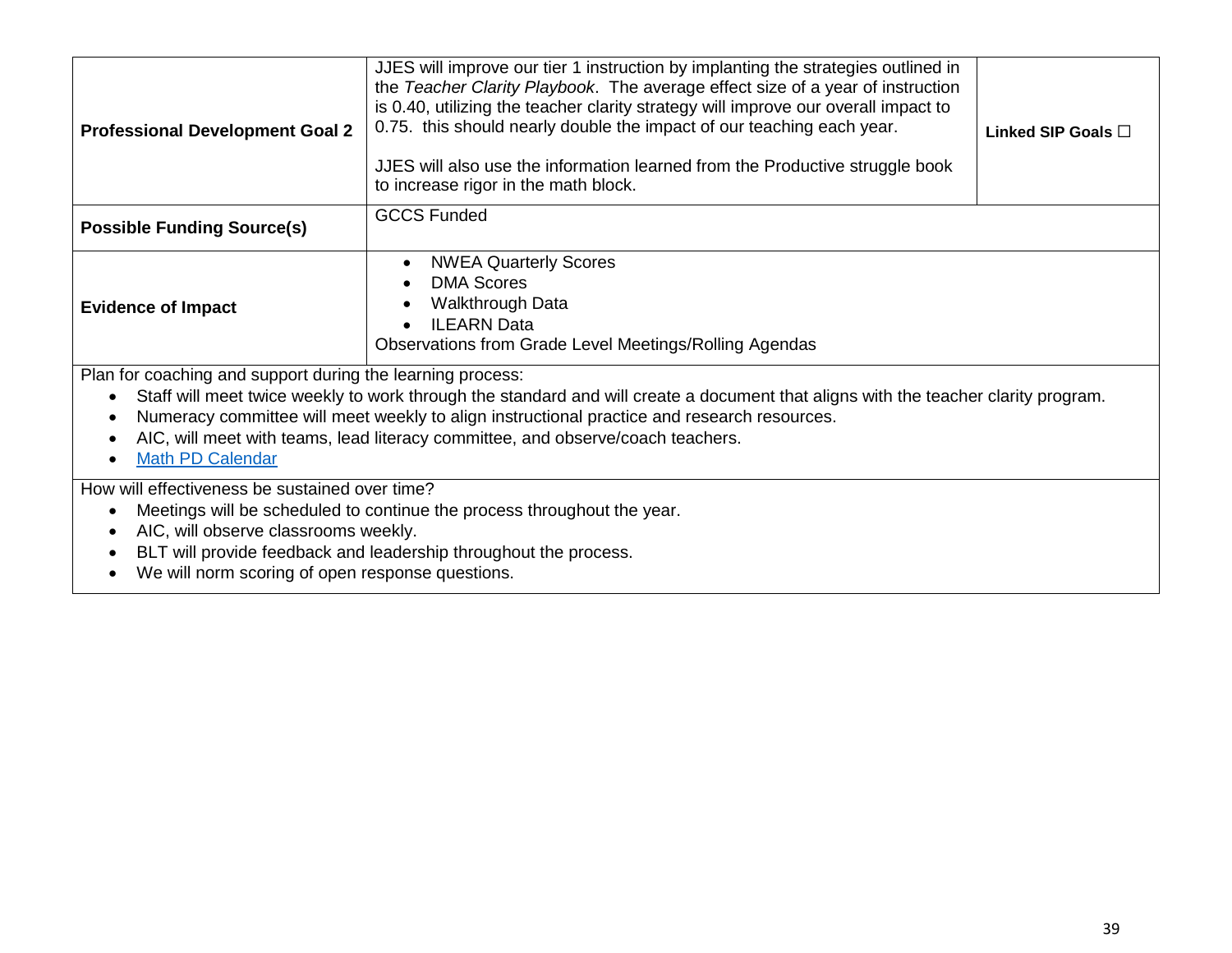| **Professional Development Goal 2** | JJES will improve our tier 1 instruction by implanting the strategies outlined in the *Teacher Clarity Playbook*. The average effect size of a year of instruction is 0.40, utilizing the teacher clarity strategy will improve our overall impact to 0.75. this should nearly double the impact of our teaching each year.<br><br>JJES will also use the information learned from the Productive struggle book to increase rigor in the math block. | **Linked SIP Goals ☐** |
|---|---|---|
| **Possible Funding Source(s)** | GCCS Funded | |
| **Evidence of Impact** | • NWEA Quarterly Scores<br>• DMA Scores<br>• Walkthrough Data<br>• ILEARN Data<br>Observations from Grade Level Meetings/Rolling Agendas | |

Plan for coaching and support during the learning process:

- Staff will meet twice weekly to work through the standard and will create a document that aligns with the teacher clarity program.
- Numeracy committee will meet weekly to align instructional practice and research resources.
- AIC, will meet with teams, lead literacy committee, and observe/coach teachers.
- Math PD Calendar

How will effectiveness be sustained over time?

- Meetings will be scheduled to continue the process throughout the year.
- AIC, will observe classrooms weekly.
- BLT will provide feedback and leadership throughout the process.
- We will norm scoring of open response questions.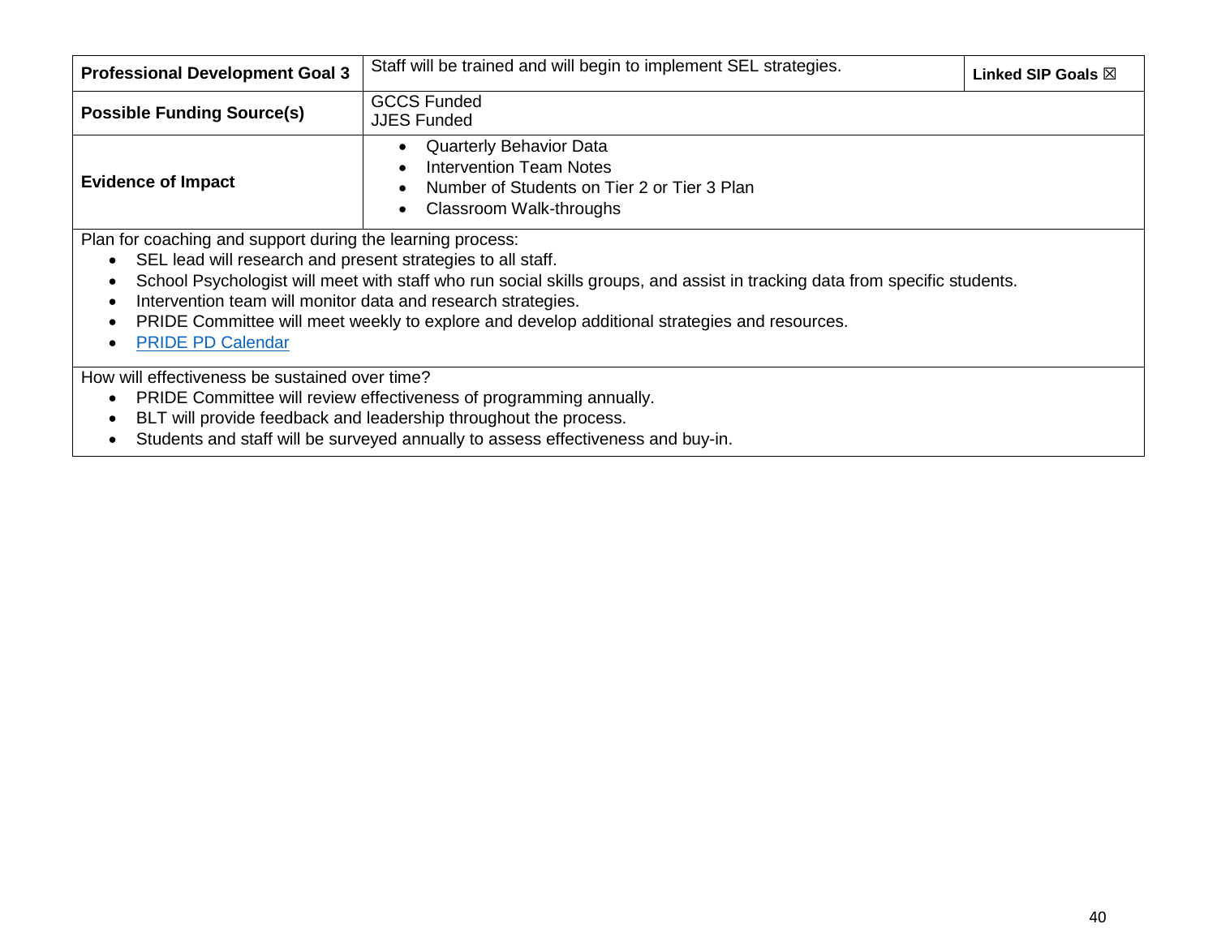| | | |
|---|---|---|
| **Professional Development Goal 3** | Staff will be trained and will begin to implement SEL strategies. | **Linked SIP Goals** ☒ |
| **Possible Funding Source(s)** | GCCS Funded<br>JJES Funded | |
| **Evidence of Impact** | • Quarterly Behavior Data<br>• Intervention Team Notes<br>• Number of Students on Tier 2 or Tier 3 Plan<br>• Classroom Walk-throughs | |

Plan for coaching and support during the learning process:

- SEL lead will research and present strategies to all staff.
- School Psychologist will meet with staff who run social skills groups, and assist in tracking data from specific students.
- Intervention team will monitor data and research strategies.
- PRIDE Committee will meet weekly to explore and develop additional strategies and resources.
- PRIDE PD Calendar

How will effectiveness be sustained over time?

- PRIDE Committee will review effectiveness of programming annually.
- BLT will provide feedback and leadership throughout the process.
- Students and staff will be surveyed annually to assess effectiveness and buy-in.